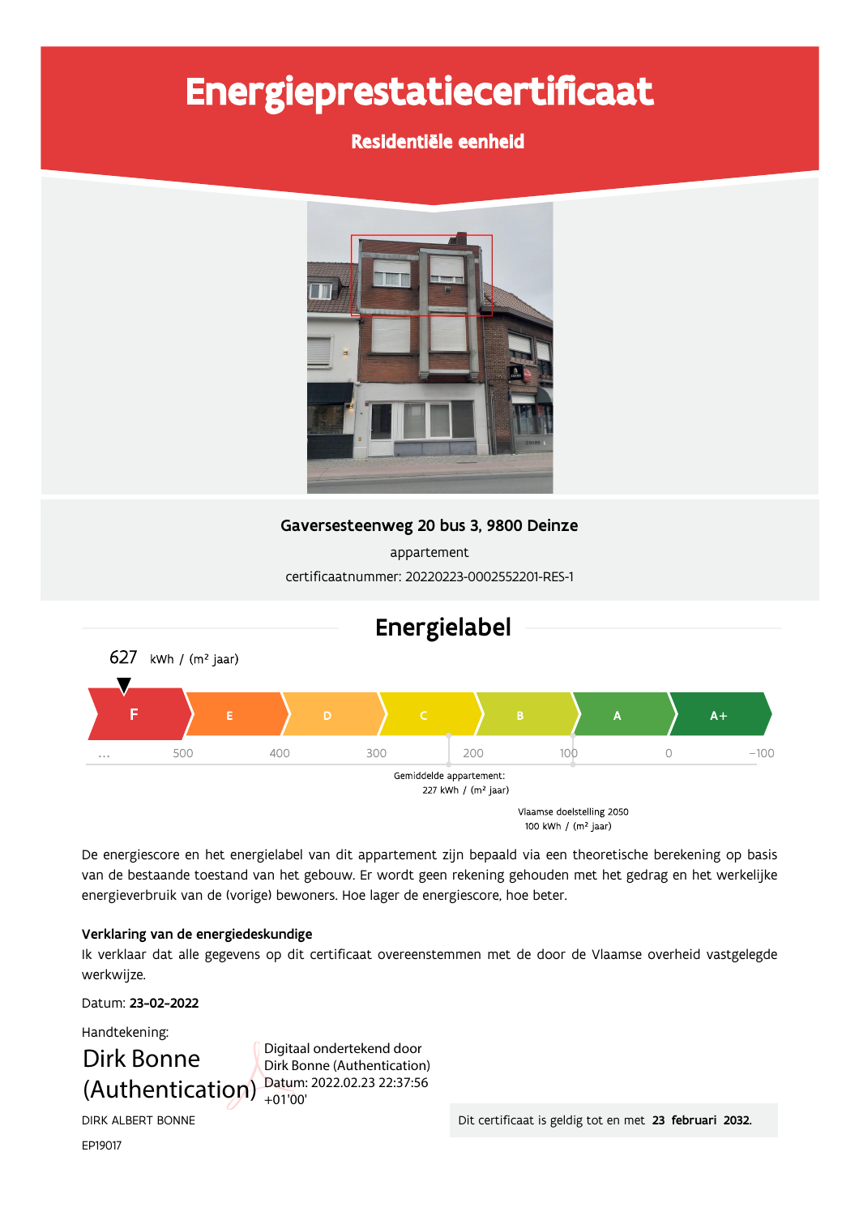# Energieprestatiecertificaat

## Residentiële eenheid

**Gaversesteenweg 20 bus 3, 9800 Deinze**

appartement

certificaatnummer: 20220223-0002552201-RES-1

## Energielabel

627 kWh / (m² jaar)

F
E
D
C
B
A
A+

... 500 400 300 200 100 0 -100

Gemiddelde appartement:
227 kWh / (m² jaar)

Vlaamse doelstelling 2050
100 kWh / (m² jaar)

De energiescore en het energielabel van dit appartement zijn bepaald via een theoretische berekening op basis van de bestaande toestand van het gebouw. Er wordt geen rekening gehouden met het gedrag en het werkelijke energieverbruik van de (vorige) bewoners. Hoe lager de energiescore, hoe beter.

**Verklaring van de energiedeskundige**

Ik verklaar dat alle gegevens op dit certificaat overeenstemmen met de door de Vlaamse overheid vastgelegde werkwijze.

Datum: **23-02-2022**

Handtekening:

Dirk Bonne (Authentication)

Digitaal ondertekend door Dirk Bonne (Authentication)
Datum: 2022.02.23 22:37:56 +01'00'

DIRK ALBERT BONNE

EP19017

Dit certificaat is geldig tot en met **23 februari 2032.**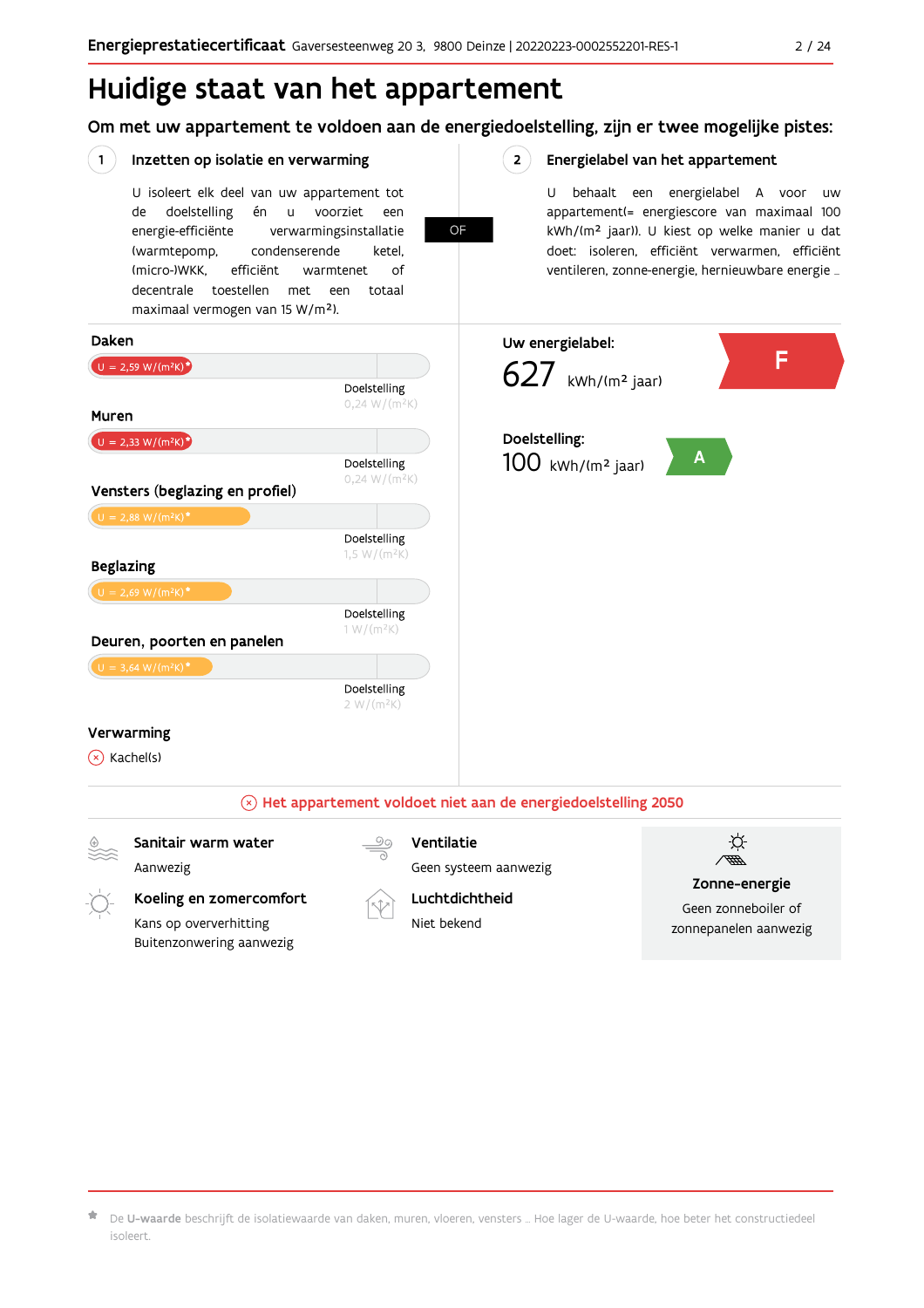# Huidige staat van het appartement

## Om met uw appartement te voldoen aan de energiedoelstelling, zijn er twee mogelijke pistes:

### 1 Inzetten op isolatie en verwarming

U isoleert elk deel van uw appartement tot de doelstelling én u voorziet een energie-efficiënte verwarmingsinstallatie (warmtepomp, condenserende ketel, (micro-)WKK, efficiënt warmtenet of decentrale toestellen met een totaal maximaal vermogen van 15 W/m²).

OF

### 2 Energielabel van het appartement

U behaalt een energielabel A voor uw appartement(= energiescore van maximaal 100 kWh/(m² jaar)). U kiest op welke manier u dat doet: isoleren, efficiënt verwarmen, efficiënt ventileren, zonne-energie, hernieuwbare energie ...

**Daken**

U = 2,59 W/(m²K)*

Doelstelling
0,24 W/(m²K)

**Muren**

U = 2,33 W/(m²K)*

Doelstelling
0,24 W/(m²K)

**Vensters (beglazing en profiel)**

U = 2,88 W/(m²K)*

Doelstelling
1,5 W/(m²K)

**Beglazing**

U = 2,69 W/(m²K)*

Doelstelling
1 W/(m²K)

**Deuren, poorten en panelen**

U = 3,64 W/(m²K)*

Doelstelling
2 W/(m²K)

**Verwarming**

Kachel(s)

**Uw energielabel:**

627 kWh/(m² jaar) — F

**Doelstelling:**

100 kWh/(m² jaar) — A

Het appartement voldoet niet aan de energiedoelstelling 2050

**Sanitair warm water**
Aanwezig

**Ventilatie**
Geen systeem aanwezig

**Zonne-energie**
Geen zonneboiler of zonnepanelen aanwezig

**Koeling en zomercomfort**
Kans op oververhitting
Buitenzonwering aanwezig

**Luchtdichtheid**
Niet bekend

* De **U-waarde** beschrijft de isolatiewaarde van daken, muren, vloeren, vensters ... Hoe lager de U-waarde, hoe beter het constructiedeel isoleert.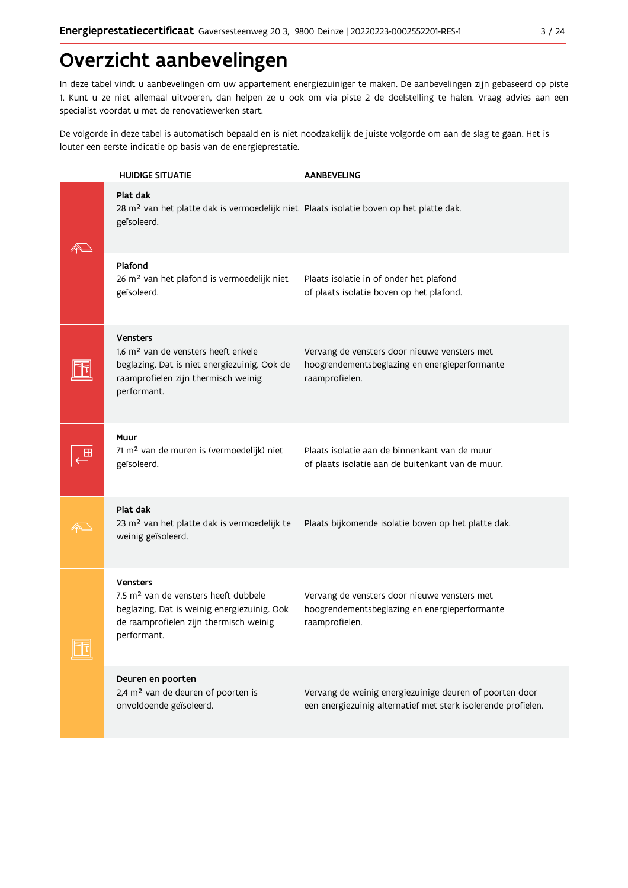# Overzicht aanbevelingen

In deze tabel vindt u aanbevelingen om uw appartement energiezuiniger te maken. De aanbevelingen zijn gebaseerd op piste 1. Kunt u ze niet allemaal uitvoeren, dan helpen ze u ook om via piste 2 de doelstelling te halen. Vraag advies aan een specialist voordat u met de renovatiewerken start.

De volgorde in deze tabel is automatisch bepaald en is niet noodzakelijk de juiste volgorde om aan de slag te gaan. Het is louter een eerste indicatie op basis van de energieprestatie.

| HUIDIGE SITUATIE | AANBEVELING |
|---|---|
| **Plat dak**<br>28 m² van het platte dak is vermoedelijk niet geïsoleerd. | Plaats isolatie boven op het platte dak. |
| **Plafond**<br>26 m² van het plafond is vermoedelijk niet geïsoleerd. | Plaats isolatie in of onder het plafond of plaats isolatie boven op het plafond. |
| **Vensters**<br>1,6 m² van de vensters heeft enkele beglazing. Dat is niet energiezuinig. Ook de raamprofielen zijn thermisch weinig performant. | Vervang de vensters door nieuwe vensters met hoogrendementsbeglazing en energieperformante raamprofielen. |
| **Muur**<br>71 m² van de muren is (vermoedelijk) niet geïsoleerd. | Plaats isolatie aan de binnenkant van de muur of plaats isolatie aan de buitenkant van de muur. |
| **Plat dak**<br>23 m² van het platte dak is vermoedelijk te weinig geïsoleerd. | Plaats bijkomende isolatie boven op het platte dak. |
| **Vensters**<br>7,5 m² van de vensters heeft dubbele beglazing. Dat is weinig energiezuinig. Ook de raamprofielen zijn thermisch weinig performant. | Vervang de vensters door nieuwe vensters met hoogrendementsbeglazing en energieperformante raamprofielen. |
| **Deuren en poorten**<br>2,4 m² van de deuren of poorten is onvoldoende geïsoleerd. | Vervang de weinig energiezuinige deuren of poorten door een energiezuinig alternatief met sterk isolerende profielen. |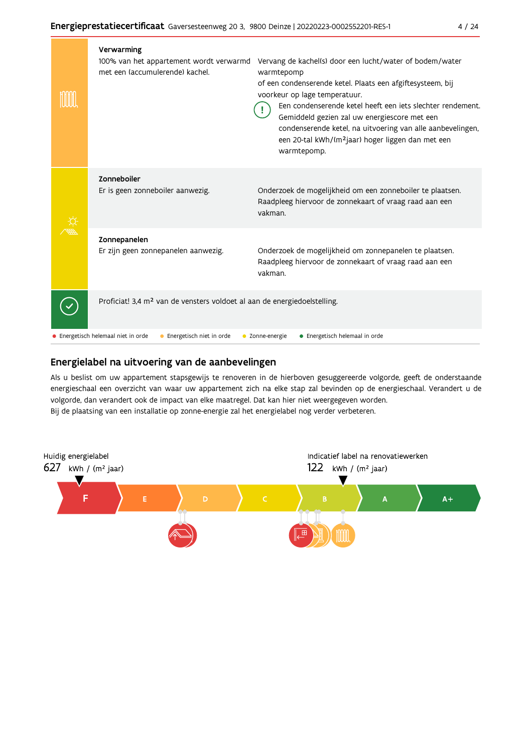| | | |
|---|---|---|
| | **Verwarming**<br>100% van het appartement wordt verwarmd met een (accumulerende) kachel. | Vervang de kachel(s) door een lucht/water of bodem/water warmtepomp<br>of een condenserende ketel. Plaats een afgiftesysteem, bij voorkeur op lage temperatuur.<br>Een condenserende ketel heeft een iets slechter rendement. Gemiddeld gezien zal uw energiescore met een condenserende ketel, na uitvoering van alle aanbevelingen, een 20-tal kWh/(m²jaar) hoger liggen dan met een warmtepomp. |
| | **Zonneboiler**<br>Er is geen zonneboiler aanwezig. | Onderzoek de mogelijkheid om een zonneboiler te plaatsen. Raadpleeg hiervoor de zonnekaart of vraag raad aan een vakman. |
| | **Zonnepanelen**<br>Er zijn geen zonnepanelen aanwezig. | Onderzoek de mogelijkheid om zonnepanelen te plaatsen. Raadpleeg hiervoor de zonnekaart of vraag raad aan een vakman. |
| | Proficiat! 3,4 m² van de vensters voldoet al aan de energiedoelstelling. | |

● Energetisch helemaal niet in orde ● Energetisch niet in orde ● Zonne-energie ● Energetisch helemaal in orde

## Energielabel na uitvoering van de aanbevelingen

Als u beslist om uw appartement stapsgewijs te renoveren in de hierboven gesuggereerde volgorde, geeft de onderstaande energieschaal een overzicht van waar uw appartement zich na elke stap zal bevinden op de energieschaal. Verandert u de volgorde, dan verandert ook de impact van elke maatregel. Dat kan hier niet weergegeven worden.
Bij de plaatsing van een installatie op zonne-energie zal het energielabel nog verder verbeteren.

Huidig energielabel
627 kWh / (m² jaar)

Indicatief label na renovatiewerken
122 kWh / (m² jaar)

F E D C B A A+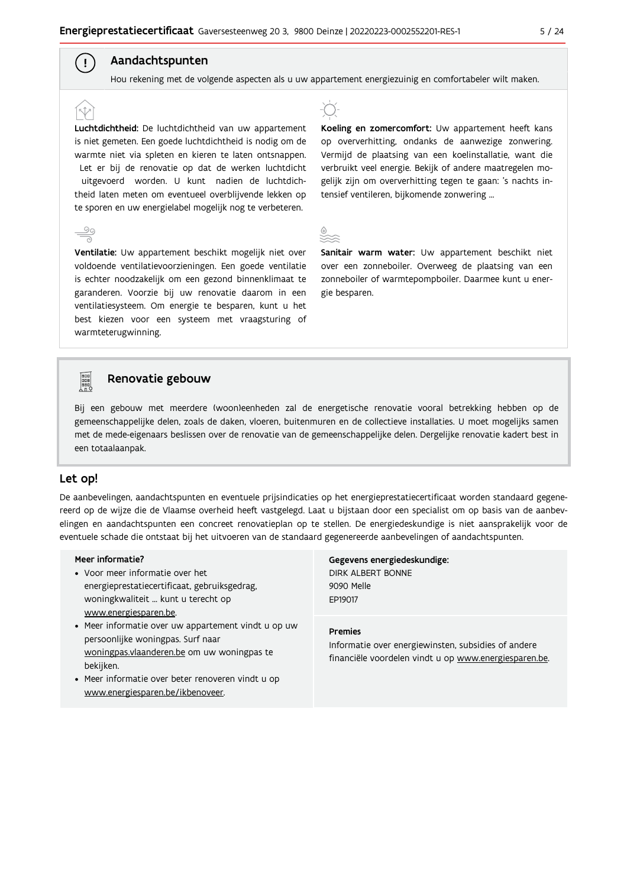## Aandachtspunten

Hou rekening met de volgende aspecten als u uw appartement energiezuinig en comfortabeler wilt maken.

**Luchtdichtheid:** De luchtdichtheid van uw appartement is niet gemeten. Een goede luchtdichtheid is nodig om de warmte niet via spleten en kieren te laten ontsnappen. Let er bij de renovatie op dat de werken luchtdicht uitgevoerd worden. U kunt nadien de luchtdichtheid laten meten om eventueel overblijvende lekken op te sporen en uw energielabel mogelijk nog te verbeteren.

**Ventilatie:** Uw appartement beschikt mogelijk niet over voldoende ventilatievoorzieningen. Een goede ventilatie is echter noodzakelijk om een gezond binnenklimaat te garanderen. Voorzie bij uw renovatie daarom in een ventilatiesysteem. Om energie te besparen, kunt u het best kiezen voor een systeem met vraagsturing of warmteterugwinning.

**Koeling en zomercomfort:** Uw appartement heeft kans op oververhitting, ondanks de aanwezige zonwering. Vermijd de plaatsing van een koelinstallatie, want die verbruikt veel energie. Bekijk of andere maatregelen mogelijk zijn om oververhitting tegen te gaan: 's nachts intensief ventileren, bijkomende zonwering ...

**Sanitair warm water:** Uw appartement beschikt niet over een zonneboiler. Overweeg de plaatsing van een zonneboiler of warmtepompboiler. Daarmee kunt u energie besparen.

## Renovatie gebouw

Bij een gebouw met meerdere (woon)eenheden zal de energetische renovatie vooral betrekking hebben op de gemeenschappelijke delen, zoals de daken, vloeren, buitenmuren en de collectieve installaties. U moet mogelijks samen met de mede-eigenaars beslissen over de renovatie van de gemeenschappelijke delen. Dergelijke renovatie kadert best in een totaalaanpak.

## Let op!

De aanbevelingen, aandachtspunten en eventuele prijsindicaties op het energieprestatiecertificaat worden standaard gegenereerd op de wijze die de Vlaamse overheid heeft vastgelegd. Laat u bijstaan door een specialist om op basis van de aanbevelingen en aandachtspunten een concreet renovatieplan op te stellen. De energiedeskundige is niet aansprakelijk voor de eventuele schade die ontstaat bij het uitvoeren van de standaard gegenereerde aanbevelingen of aandachtspunten.

**Meer informatie?**

- Voor meer informatie over het energieprestatiecertificaat, gebruiksgedrag, woningkwaliteit ... kunt u terecht op www.energiesparen.be.
- Meer informatie over uw appartement vindt u op uw persoonlijke woningpas. Surf naar woningpas.vlaanderen.be om uw woningpas te bekijken.
- Meer informatie over beter renoveren vindt u op www.energiesparen.be/ikbenoveer.

**Gegevens energiedeskundige:**

DIRK ALBERT BONNE
9090 Melle
EP19017

**Premies**

Informatie over energiewinsten, subsidies of andere financiële voordelen vindt u op www.energiesparen.be.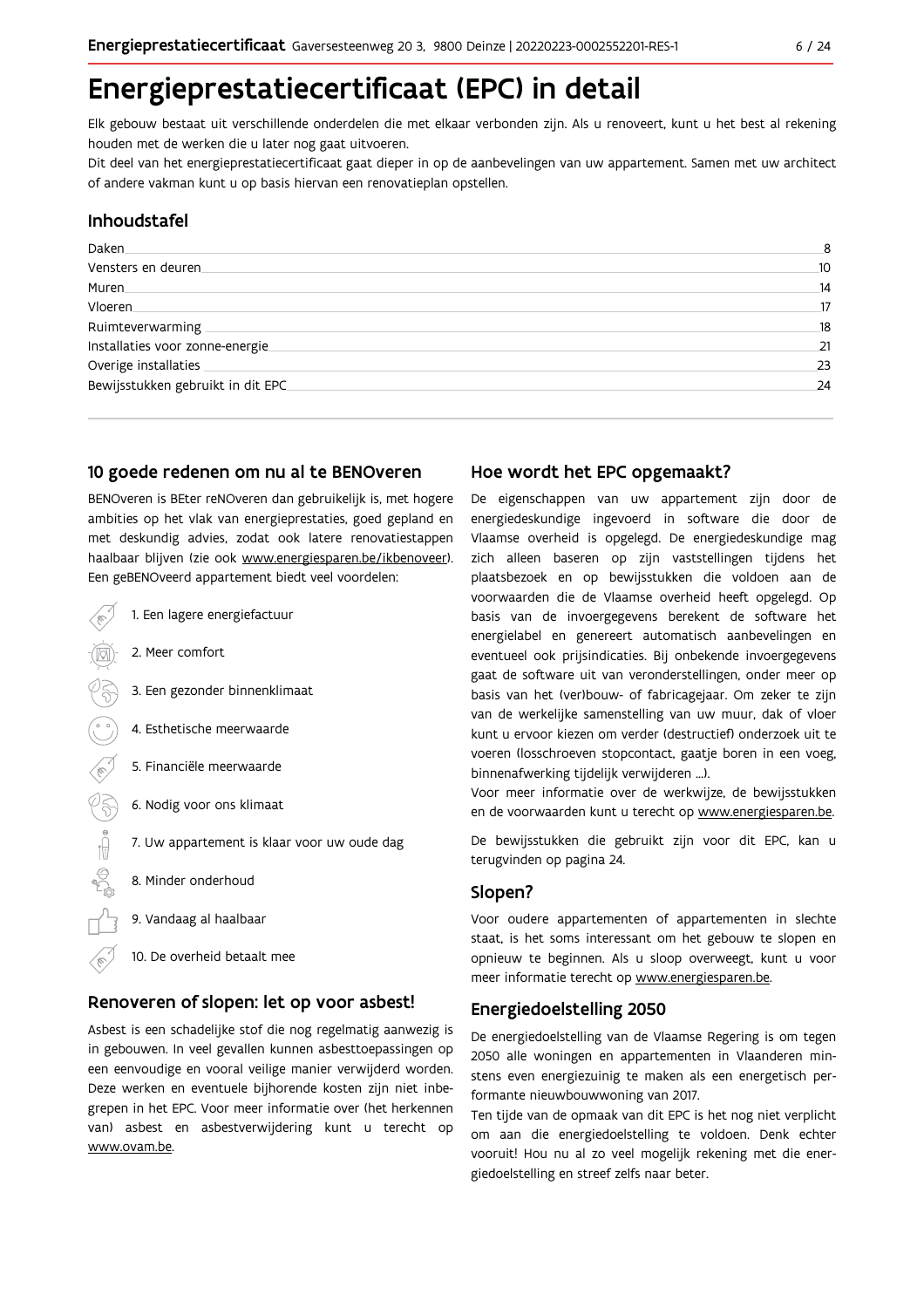# Energieprestatiecertificaat (EPC) in detail

Elk gebouw bestaat uit verschillende onderdelen die met elkaar verbonden zijn. Als u renoveert, kunt u het best al rekening houden met de werken die u later nog gaat uitvoeren.

Dit deel van het energieprestatiecertificaat gaat dieper in op de aanbevelingen van uw appartement. Samen met uw architect of andere vakman kunt u op basis hiervan een renovatieplan opstellen.

## Inhoudstafel

| | |
|---|---|
| Daken | 8 |
| Vensters en deuren | 10 |
| Muren | 14 |
| Vloeren | 17 |
| Ruimteverwarming | 18 |
| Installaties voor zonne-energie | 21 |
| Overige installaties | 23 |
| Bewijsstukken gebruikt in dit EPC | 24 |

## 10 goede redenen om nu al te BENOveren

BENOveren is BEter reNOveren dan gebruikelijk is, met hogere ambities op het vlak van energieprestaties, goed gepland en met deskundig advies, zodat ook latere renovatiestappen haalbaar blijven (zie ook www.energiesparen.be/ikbenoveer). Een geBENOveerd appartement biedt veel voordelen:

1. Een lagere energiefactuur
2. Meer comfort
3. Een gezonder binnenklimaat
4. Esthetische meerwaarde
5. Financiële meerwaarde
6. Nodig voor ons klimaat
7. Uw appartement is klaar voor uw oude dag
8. Minder onderhoud
9. Vandaag al haalbaar
10. De overheid betaalt mee

## Renoveren of slopen: let op voor asbest!

Asbest is een schadelijke stof die nog regelmatig aanwezig is in gebouwen. In veel gevallen kunnen asbesttoepassingen op een eenvoudige en vooral veilige manier verwijderd worden. Deze werken en eventuele bijhorende kosten zijn niet inbegrepen in het EPC. Voor meer informatie over (het herkennen van) asbest en asbestverwijdering kunt u terecht op www.ovam.be.

## Hoe wordt het EPC opgemaakt?

De eigenschappen van uw appartement zijn door de energiedeskundige ingevoerd in software die door de Vlaamse overheid is opgelegd. De energiedeskundige mag zich alleen baseren op zijn vaststellingen tijdens het plaatsbezoek en op bewijsstukken die voldoen aan de voorwaarden die de Vlaamse overheid heeft opgelegd. Op basis van de invoergegevens berekent de software het energielabel en genereert automatisch aanbevelingen en eventueel ook prijsindicaties. Bij onbekende invoergegevens gaat de software uit van veronderstellingen, onder meer op basis van het (ver)bouw- of fabricagejaar. Om zeker te zijn van de werkelijke samenstelling van uw muur, dak of vloer kunt u ervoor kiezen om verder (destructief) onderzoek uit te voeren (losschroeven stopcontact, gaatje boren in een voeg, binnenafwerking tijdelijk verwijderen ...).

Voor meer informatie over de werkwijze, de bewijsstukken en de voorwaarden kunt u terecht op www.energiesparen.be.

De bewijsstukken die gebruikt zijn voor dit EPC, kan u terugvinden op pagina 24.

## Slopen?

Voor oudere appartementen of appartementen in slechte staat, is het soms interessant om het gebouw te slopen en opnieuw te beginnen. Als u sloop overweegt, kunt u voor meer informatie terecht op www.energiesparen.be.

## Energiedoelstelling 2050

De energiedoelstelling van de Vlaamse Regering is om tegen 2050 alle woningen en appartementen in Vlaanderen minstens even energiezuinig te maken als een energetisch performante nieuwbouwwoning van 2017.

Ten tijde van de opmaak van dit EPC is het nog niet verplicht om aan die energiedoelstelling te voldoen. Denk echter vooruit! Hou nu al zo veel mogelijk rekening met die energiedoelstelling en streef zelfs naar beter.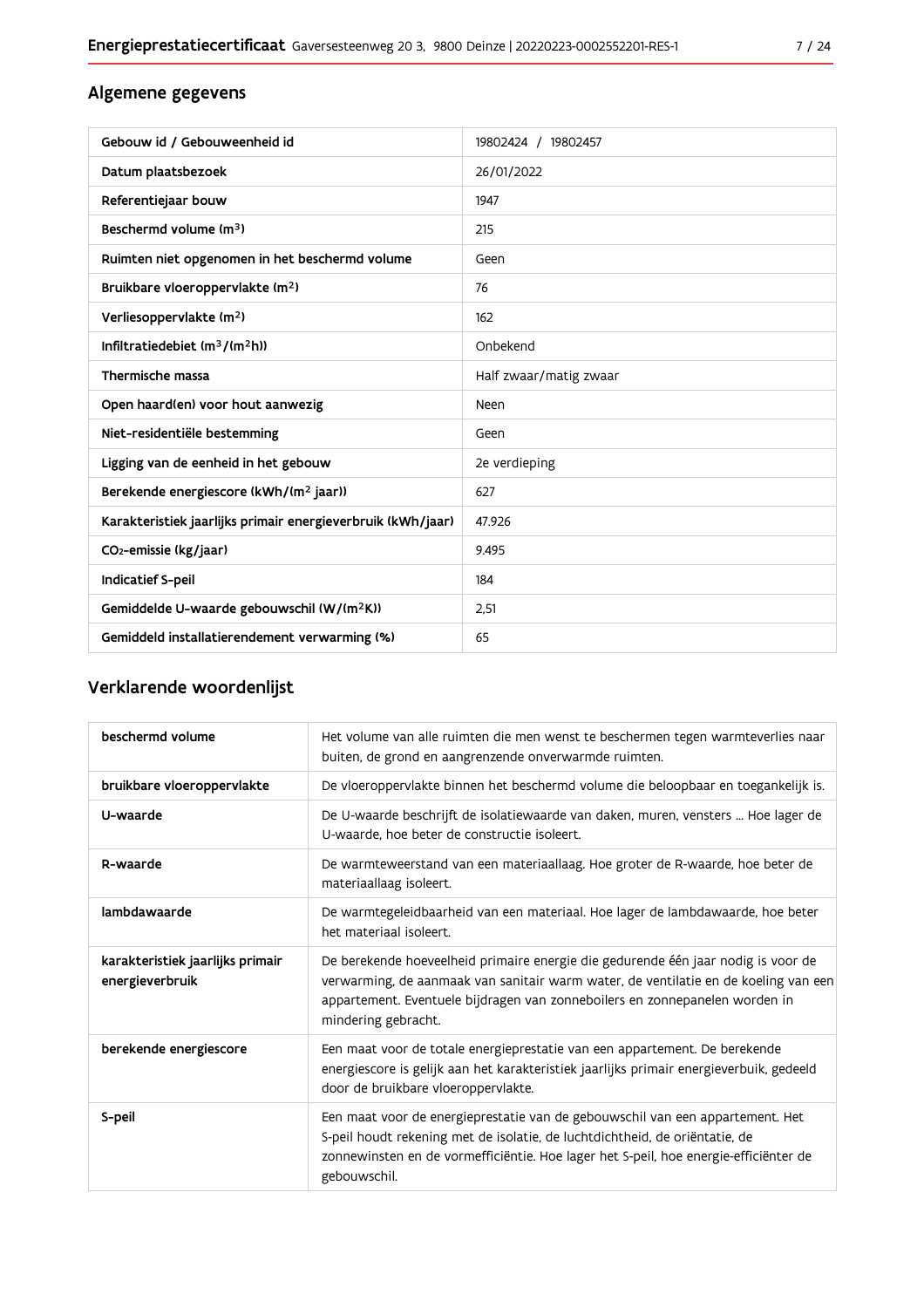## Algemene gegevens

| Gebouw id / Gebouweenheid id | 19802424 / 19802457 |
|---|---|
| Datum plaatsbezoek | 26/01/2022 |
| Referentiejaar bouw | 1947 |
| Beschermd volume ($m^3$) | 215 |
| Ruimten niet opgenomen in het beschermd volume | Geen |
| Bruikbare vloeroppervlakte ($m^2$) | 76 |
| Verliesoppervlakte ($m^2$) | 162 |
| Infiltratiedebiet ($m^3/(m^2h)$) | Onbekend |
| Thermische massa | Half zwaar/matig zwaar |
| Open haard(en) voor hout aanwezig | Neen |
| Niet-residentiële bestemming | Geen |
| Ligging van de eenheid in het gebouw | 2e verdieping |
| Berekende energiescore (kWh/($m^2$ jaar)) | 627 |
| Karakteristiek jaarlijks primair energieverbruik (kWh/jaar) | 47.926 |
| $CO_2$-emissie (kg/jaar) | 9.495 |
| Indicatief S-peil | 184 |
| Gemiddelde U-waarde gebouwschil (W/($m^2$K)) | 2,51 |
| Gemiddeld installatierendement verwarming (%) | 65 |

## Verklarende woordenlijst

| beschermd volume | Het volume van alle ruimten die men wenst te beschermen tegen warmteverlies naar buiten, de grond en aangrenzende onverwarmde ruimten. |
|---|---|
| bruikbare vloeroppervlakte | De vloeroppervlakte binnen het beschermd volume die beloopbaar en toegankelijk is. |
| U-waarde | De U-waarde beschrijft de isolatiewaarde van daken, muren, vensters ... Hoe lager de U-waarde, hoe beter de constructie isoleert. |
| R-waarde | De warmteweerstand van een materiaallaag. Hoe groter de R-waarde, hoe beter de materiaallaag isoleert. |
| lambdawaarde | De warmtegeleidbaarheid van een materiaal. Hoe lager de lambdawaarde, hoe beter het materiaal isoleert. |
| karakteristiek jaarlijks primair energieverbruik | De berekende hoeveelheid primaire energie die gedurende één jaar nodig is voor de verwarming, de aanmaak van sanitair warm water, de ventilatie en de koeling van een appartement. Eventuele bijdragen van zonneboilers en zonnepanelen worden in mindering gebracht. |
| berekende energiescore | Een maat voor de totale energieprestatie van een appartement. De berekende energiescore is gelijk aan het karakteristiek jaarlijks primair energieverbuik, gedeeld door de bruikbare vloeroppervlakte. |
| S-peil | Een maat voor de energieprestatie van de gebouwschil van een appartement. Het S-peil houdt rekening met de isolatie, de luchtdichtheid, de oriëntatie, de zonnewinsten en de vormefficiëntie. Hoe lager het S-peil, hoe energie-efficiënter de gebouwschil. |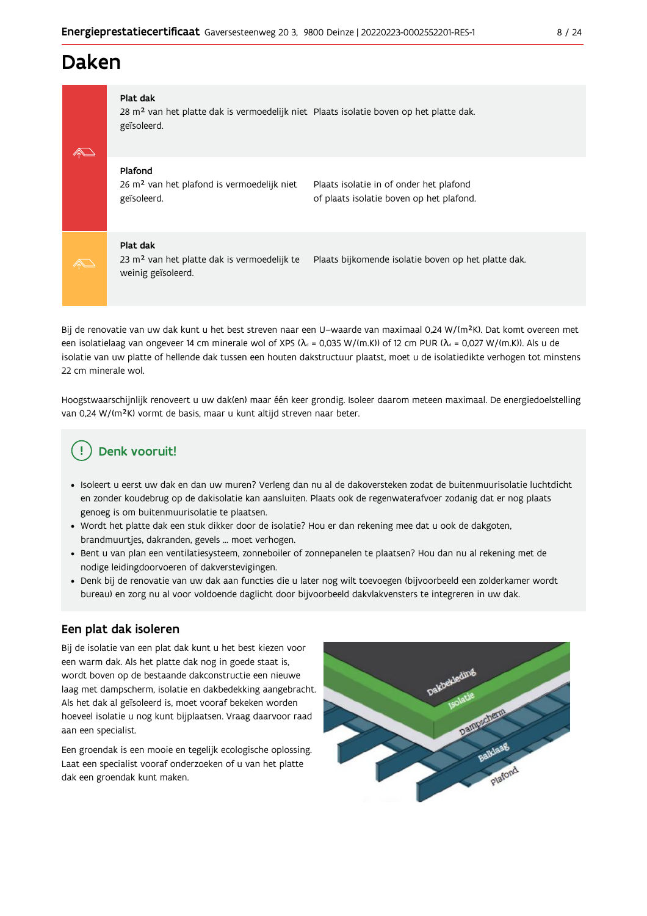# Daken

| | | |
|---|---|---|
| **Plat dak** | | |
| | 28 m² van het platte dak is vermoedelijk niet geïsoleerd. | Plaats isolatie boven op het platte dak. |
| **Plafond** | | |
| | 26 m² van het plafond is vermoedelijk niet geïsoleerd. | Plaats isolatie in of onder het plafond of plaats isolatie boven op het plafond. |
| **Plat dak** | | |
| | 23 m² van het platte dak is vermoedelijk te weinig geïsoleerd. | Plaats bijkomende isolatie boven op het platte dak. |

Bij de renovatie van uw dak kunt u het best streven naar een U-waarde van maximaal 0,24 W/(m²K). Dat komt overeen met een isolatielaag van ongeveer 14 cm minerale wol of XPS ($\lambda_d$ = 0,035 W/(m.K)) of 12 cm PUR ($\lambda_d$ = 0,027 W/(m.K)). Als u de isolatie van uw platte of hellende dak tussen een houten dakstructuur plaatst, moet u de isolatiedikte verhogen tot minstens 22 cm minerale wol.

Hoogstwaarschijnlijk renoveert u uw dak(en) maar één keer grondig. Isoleer daarom meteen maximaal. De energiedoelstelling van 0,24 W/(m²K) vormt de basis, maar u kunt altijd streven naar beter.

## Denk vooruit!

- Isoleert u eerst uw dak en dan uw muren? Verleng dan nu al de dakoversteken zodat de buitenmuurisolatie luchtdicht en zonder koudebrug op de dakisolatie kan aansluiten. Plaats ook de regenwaterafvoer zodanig dat er nog plaats genoeg is om buitenmuurisolatie te plaatsen.
- Wordt het platte dak een stuk dikker door de isolatie? Hou er dan rekening mee dat u ook de dakgoten, brandmuurtjes, dakranden, gevels ... moet verhogen.
- Bent u van plan een ventilatiesysteem, zonneboiler of zonnepanelen te plaatsen? Hou dan nu al rekening met de nodige leidingdoorvoeren of dakverstevigingen.
- Denk bij de renovatie van uw dak aan functies die u later nog wilt toevoegen (bijvoorbeeld een zolderkamer wordt bureau) en zorg nu al voor voldoende daglicht door bijvoorbeeld dakvlakvensters te integreren in uw dak.

## Een plat dak isoleren

Bij de isolatie van een plat dak kunt u het best kiezen voor een warm dak. Als het platte dak nog in goede staat is, wordt boven op de bestaande dakconstructie een nieuwe laag met dampscherm, isolatie en dakbedekking aangebracht. Als het dak al geïsoleerd is, moet vooraf bekeken worden hoeveel isolatie u nog kunt bijplaatsen. Vraag daarvoor raad aan een specialist.

Een groendak is een mooie en tegelijk ecologische oplossing. Laat een specialist vooraf onderzoeken of u van het platte dak een groendak kunt maken.

Dakbekleding
Isolatie
Dampscherm
Balklaag
Plafond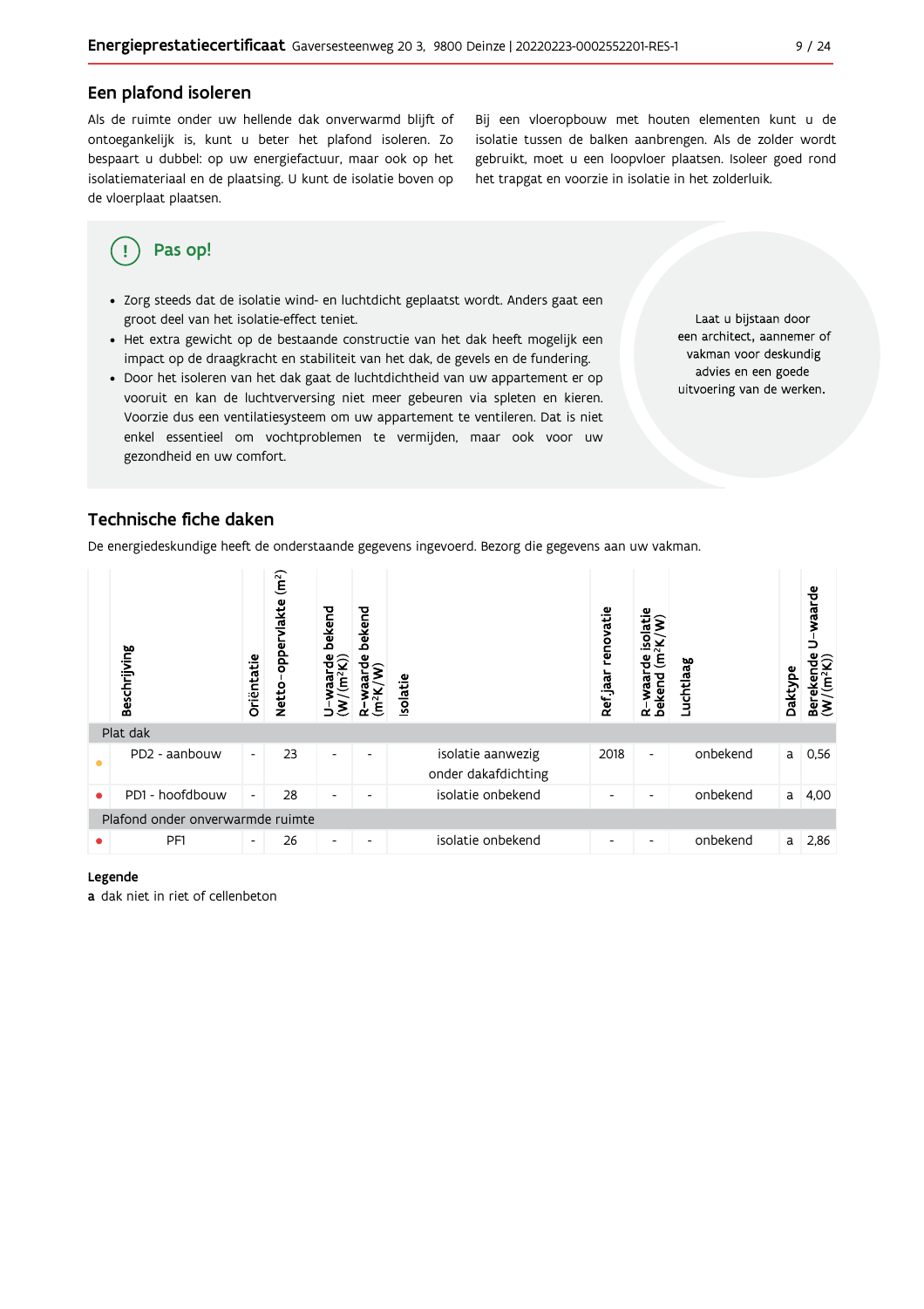## Een plafond isoleren

Als de ruimte onder uw hellende dak onverwarmd blijft of ontoegankelijk is, kunt u beter het plafond isoleren. Zo bespaart u dubbel: op uw energiefactuur, maar ook op het isolatiemateriaal en de plaatsing. U kunt de isolatie boven op de vloerplaat plaatsen.

Bij een vloeropbouw met houten elementen kunt u de isolatie tussen de balken aanbrengen. Als de zolder wordt gebruikt, moet u een loopvloer plaatsen. Isoleer goed rond het trapgat en voorzie in isolatie in het zolderluik.

### Pas op!

- Zorg steeds dat de isolatie wind- en luchtdicht geplaatst wordt. Anders gaat een groot deel van het isolatie-effect teniet.
- Het extra gewicht op de bestaande constructie van het dak heeft mogelijk een impact op de draagkracht en stabiliteit van het dak, de gevels en de fundering.
- Door het isoleren van het dak gaat de luchtdichtheid van uw appartement er op vooruit en kan de luchtverversing niet meer gebeuren via spleten en kieren. Voorzie dus een ventilatiesysteem om uw appartement te ventileren. Dat is niet enkel essentieel om vochtproblemen te vermijden, maar ook voor uw gezondheid en uw comfort.

Laat u bijstaan door een architect, aannemer of vakman voor deskundig advies en een goede uitvoering van de werken.

## Technische fiche daken

De energiedeskundige heeft de onderstaande gegevens ingevoerd. Bezorg die gegevens aan uw vakman.

| | Beschrijving | Oriëntatie | Netto-oppervlakte ($m^2$) | U-waarde bekend ($W/(m^2K)$) | R-waarde bekend ($m^2K/W$) | Isolatie | Refjaar renovatie | R-waarde isolatie bekend ($m^2K/W$) | Luchtlaag | Daktype | Berekende U-waarde ($W/(m^2K)$) |
|---|---|---|---|---|---|---|---|---|---|---|---|
| Plat dak | | | | | | | | | | | |
| • | PD2 - aanbouw | - | 23 | - | - | isolatie aanwezig onder dakafdichting | 2018 | - | onbekend | a | 0,56 |
| • | PD1 - hoofdbouw | - | 28 | - | - | isolatie onbekend | - | - | onbekend | a | 4,00 |
| Plafond onder onverwarmde ruimte | | | | | | | | | | | |
| • | PF1 | - | 26 | - | - | isolatie onbekend | - | - | onbekend | a | 2,86 |

**Legende**

**a** dak niet in riet of cellenbeton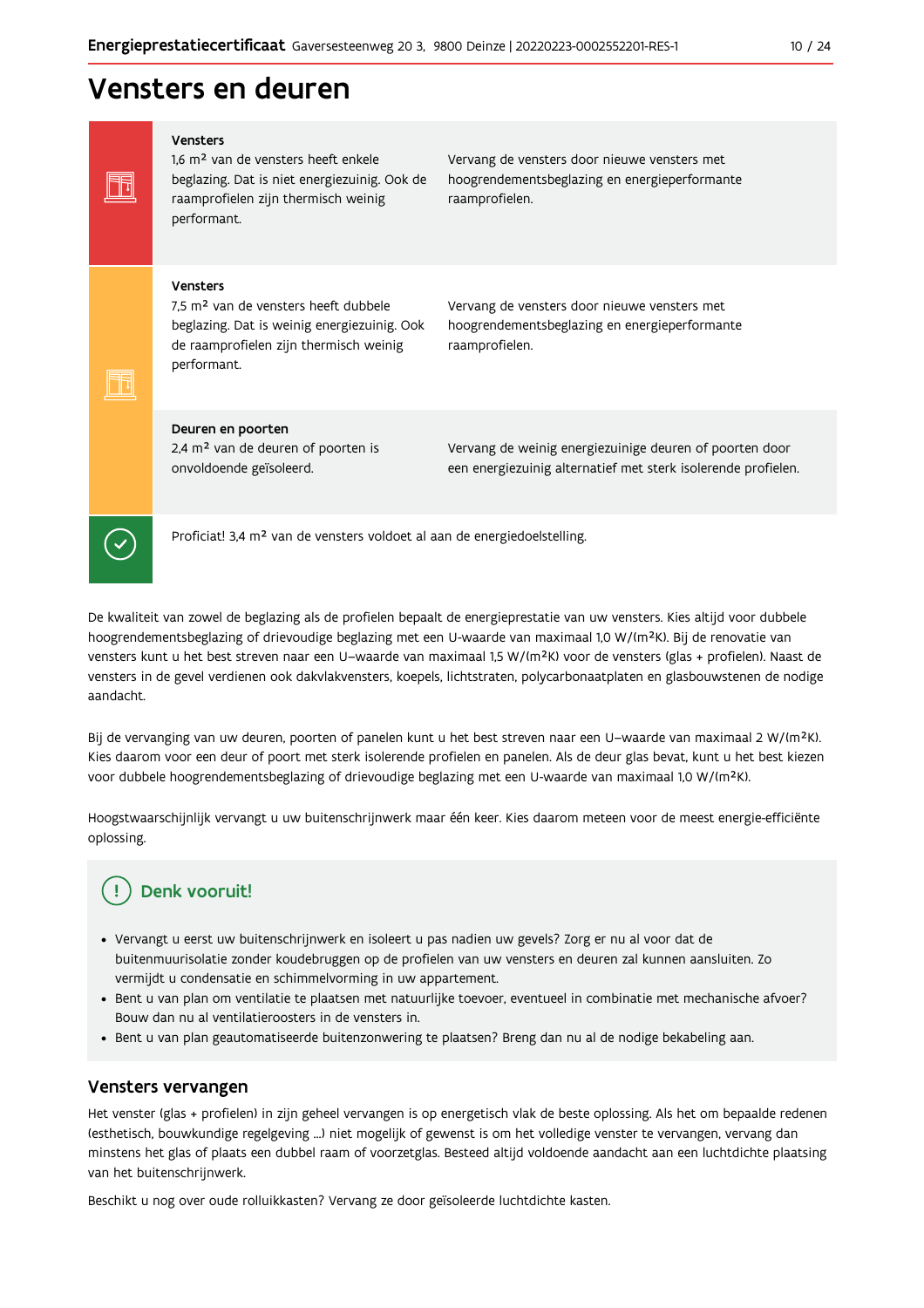# Vensters en deuren

| | | |
|---|---|---|
| **Vensters**<br>1,6 m² van de vensters heeft enkele beglazing. Dat is niet energiezuinig. Ook de raamprofielen zijn thermisch weinig performant. | Vervang de vensters door nieuwe vensters met hoogrendementsbeglazing en energieperformante raamprofielen. |
| **Vensters**<br>7,5 m² van de vensters heeft dubbele beglazing. Dat is weinig energiezuinig. Ook de raamprofielen zijn thermisch weinig performant. | Vervang de vensters door nieuwe vensters met hoogrendementsbeglazing en energieperformante raamprofielen. |
| **Deuren en poorten**<br>2,4 m² van de deuren of poorten is onvoldoende geïsoleerd. | Vervang de weinig energiezuinige deuren of poorten door een energiezuinig alternatief met sterk isolerende profielen. |

Proficiat! 3,4 m² van de vensters voldoet al aan de energiedoelstelling.

De kwaliteit van zowel de beglazing als de profielen bepaalt de energieprestatie van uw vensters. Kies altijd voor dubbele hoogrendementsbeglazing of drievoudige beglazing met een U-waarde van maximaal 1,0 W/(m²K). Bij de renovatie van vensters kunt u het best streven naar een U-waarde van maximaal 1,5 W/(m²K) voor de vensters (glas + profielen). Naast de vensters in de gevel verdienen ook dakvlakvensters, koepels, lichtstraten, polycarbonaatplaten en glasbouwstenen de nodige aandacht.

Bij de vervanging van uw deuren, poorten of panelen kunt u het best streven naar een U-waarde van maximaal 2 W/(m²K). Kies daarom voor een deur of poort met sterk isolerende profielen en panelen. Als de deur glas bevat, kunt u het best kiezen voor dubbele hoogrendementsbeglazing of drievoudige beglazing met een U-waarde van maximaal 1,0 W/(m²K).

Hoogstwaarschijnlijk vervangt u uw buitenschrijnwerk maar één keer. Kies daarom meteen voor de meest energie-efficiënte oplossing.

### Denk vooruit!

- Vervangt u eerst uw buitenschrijnwerk en isoleert u pas nadien uw gevels? Zorg er nu al voor dat de buitenmuurisolatie zonder koudebruggen op de profielen van uw vensters en deuren zal kunnen aansluiten. Zo vermijdt u condensatie en schimmelvorming in uw appartement.
- Bent u van plan om ventilatie te plaatsen met natuurlijke toevoer, eventueel in combinatie met mechanische afvoer? Bouw dan nu al ventilatieroosters in de vensters in.
- Bent u van plan geautomatiseerde buitenzonwering te plaatsen? Breng dan nu al de nodige bekabeling aan.

## Vensters vervangen

Het venster (glas + profielen) in zijn geheel vervangen is op energetisch vlak de beste oplossing. Als het om bepaalde redenen (esthetisch, bouwkundige regelgeving ...) niet mogelijk of gewenst is om het volledige venster te vervangen, vervang dan minstens het glas of plaats een dubbel raam of voorzetglas. Besteed altijd voldoende aandacht aan een luchtdichte plaatsing van het buitenschrijnwerk.

Beschikt u nog over oude rolluikkasten? Vervang ze door geïsoleerde luchtdichte kasten.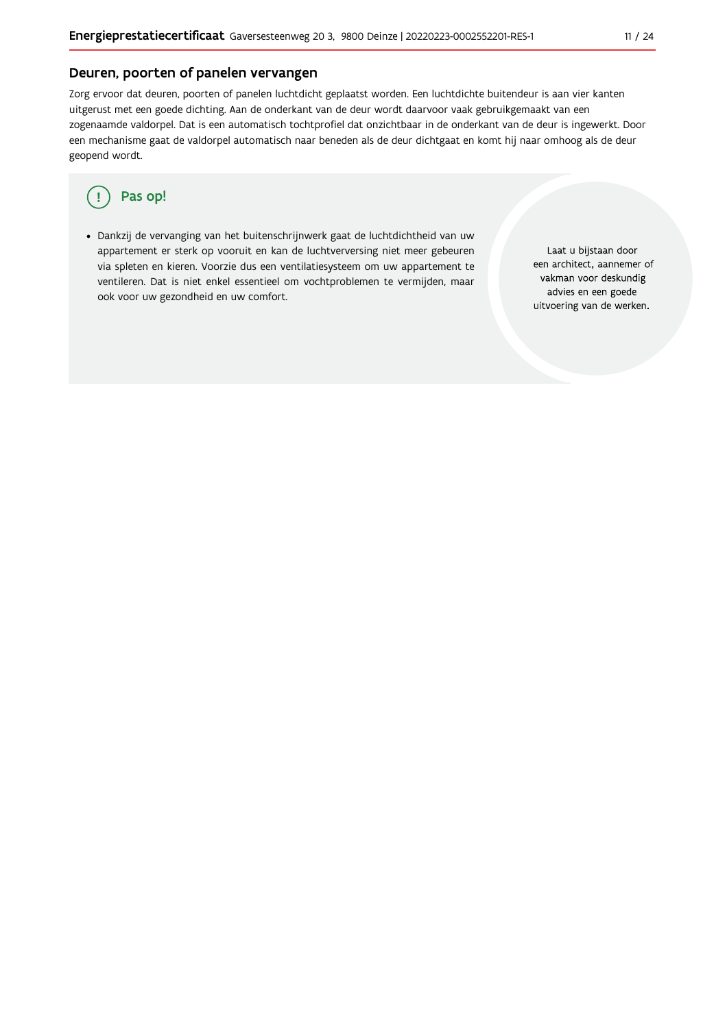## Deuren, poorten of panelen vervangen

Zorg ervoor dat deuren, poorten of panelen luchtdicht geplaatst worden. Een luchtdichte buitendeur is aan vier kanten uitgerust met een goede dichting. Aan de onderkant van de deur wordt daarvoor vaak gebruikgemaakt van een zogenaamde valdorpel. Dat is een automatisch tochtprofiel dat onzichtbaar in de onderkant van de deur is ingewerkt. Door een mechanisme gaat de valdorpel automatisch naar beneden als de deur dichtgaat en komt hij naar omhoog als de deur geopend wordt.

### Pas op!

- Dankzij de vervanging van het buitenschrijnwerk gaat de luchtdichtheid van uw appartement er sterk op vooruit en kan de luchtverversing niet meer gebeuren via spleten en kieren. Voorzie dus een ventilatiesysteem om uw appartement te ventileren. Dat is niet enkel essentieel om vochtproblemen te vermijden, maar ook voor uw gezondheid en uw comfort.

Laat u bijstaan door een architect, aannemer of vakman voor deskundig advies en een goede uitvoering van de werken.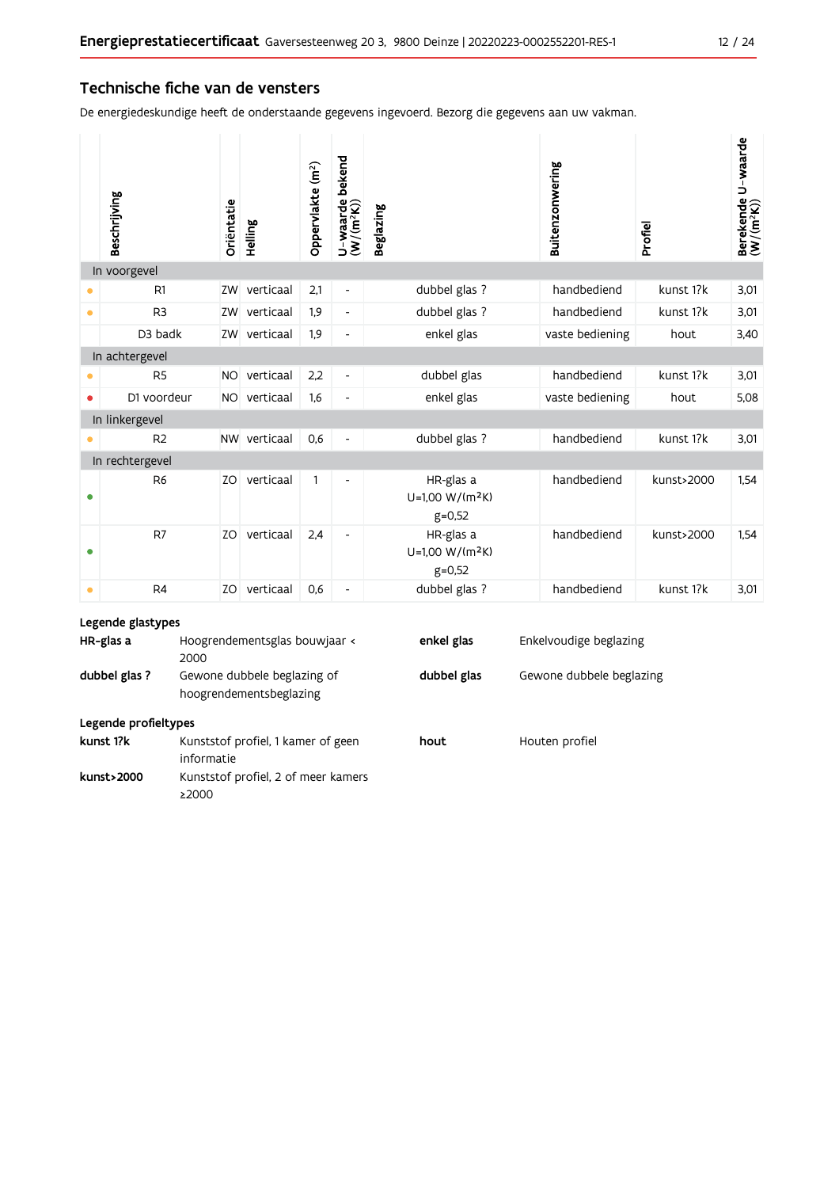## Technische fiche van de vensters

De energiedeskundige heeft de onderstaande gegevens ingevoerd. Bezorg die gegevens aan uw vakman.

| | Beschrijving | Oriëntatie | Helling | Oppervlakte (m²) | U-waarde bekend (W/(m²K)) | Beglazing | Buitenzonwering | Profiel | Berekende U-waarde (W/(m²K)) |
|---|---|---|---|---|---|---|---|---|---|
| **In voorgevel** | | | | | | | | | |
| • | R1 | ZW | verticaal | 2,1 | - | dubbel glas ? | handbediend | kunst 1?k | 3,01 |
| • | R3 | ZW | verticaal | 1,9 | - | dubbel glas ? | handbediend | kunst 1?k | 3,01 |
| | D3 badk | ZW | verticaal | 1,9 | - | enkel glas | vaste bediening | hout | 3,40 |
| **In achtergevel** | | | | | | | | | |
| • | R5 | NO | verticaal | 2,2 | - | dubbel glas | handbediend | kunst 1?k | 3,01 |
| • | D1 voordeur | NO | verticaal | 1,6 | - | enkel glas | vaste bediening | hout | 5,08 |
| **In linkergevel** | | | | | | | | | |
| • | R2 | NW | verticaal | 0,6 | - | dubbel glas ? | handbediend | kunst 1?k | 3,01 |
| **In rechtergevel** | | | | | | | | | |
| • | R6 | ZO | verticaal | 1 | - | HR-glas a U=1,00 W/(m²K) g=0,52 | handbediend | kunst>2000 | 1,54 |
| • | R7 | ZO | verticaal | 2,4 | - | HR-glas a U=1,00 W/(m²K) g=0,52 | handbediend | kunst>2000 | 1,54 |
| • | R4 | ZO | verticaal | 0,6 | - | dubbel glas ? | handbediend | kunst 1?k | 3,01 |

**Legende glastypes**

**HR-glas a** Hoogrendementsglas bouwjaar < 2000

**dubbel glas ?** Gewone dubbele beglazing of hoogrendementsbeglazing

**enkel glas** Enkelvoudige beglazing

**dubbel glas** Gewone dubbele beglazing

**Legende profieltypes**

**kunst 1?k** Kunststof profiel, 1 kamer of geen informatie

**kunst>2000** Kunststof profiel, 2 of meer kamers ≥2000

**hout** Houten profiel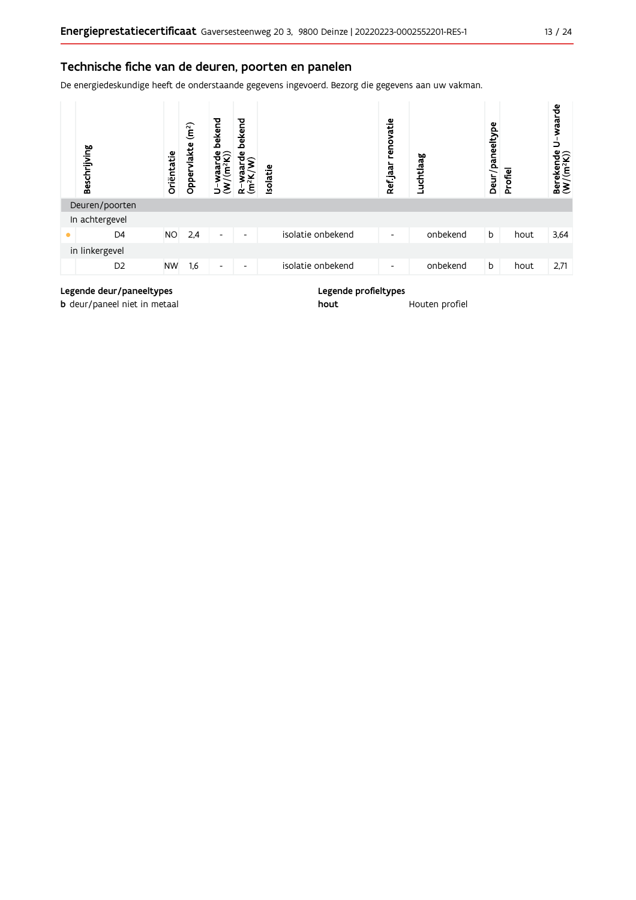## Technische fiche van de deuren, poorten en panelen

De energiedeskundige heeft de onderstaande gegevens ingevoerd. Bezorg die gegevens aan uw vakman.

| | Beschrijving | Oriëntatie | Oppervlakte (m²) | U-waarde bekend (W/(m²K)) | R-waarde bekend (m²K/W) | Isolatie | Ref.jaar renovatie | Luchtlaag | Deur/paneeltype | Profiel | Berekende U-waarde (W/(m²K)) |
|---|---|---|---|---|---|---|---|---|---|---|---|
| Deuren/poorten | | | | | | | | | | | |
| In achtergevel | | | | | | | | | | | |
| • | D4 | NO | 2,4 | - | - | isolatie onbekend | - | onbekend | b | hout | 3,64 |
| in linkergevel | | | | | | | | | | | |
| | D2 | NW | 1,6 | - | - | isolatie onbekend | - | onbekend | b | hout | 2,71 |

**Legende deur/paneeltypes**

**b** deur/paneel niet in metaal

**Legende profieltypes**

**hout** Houten profiel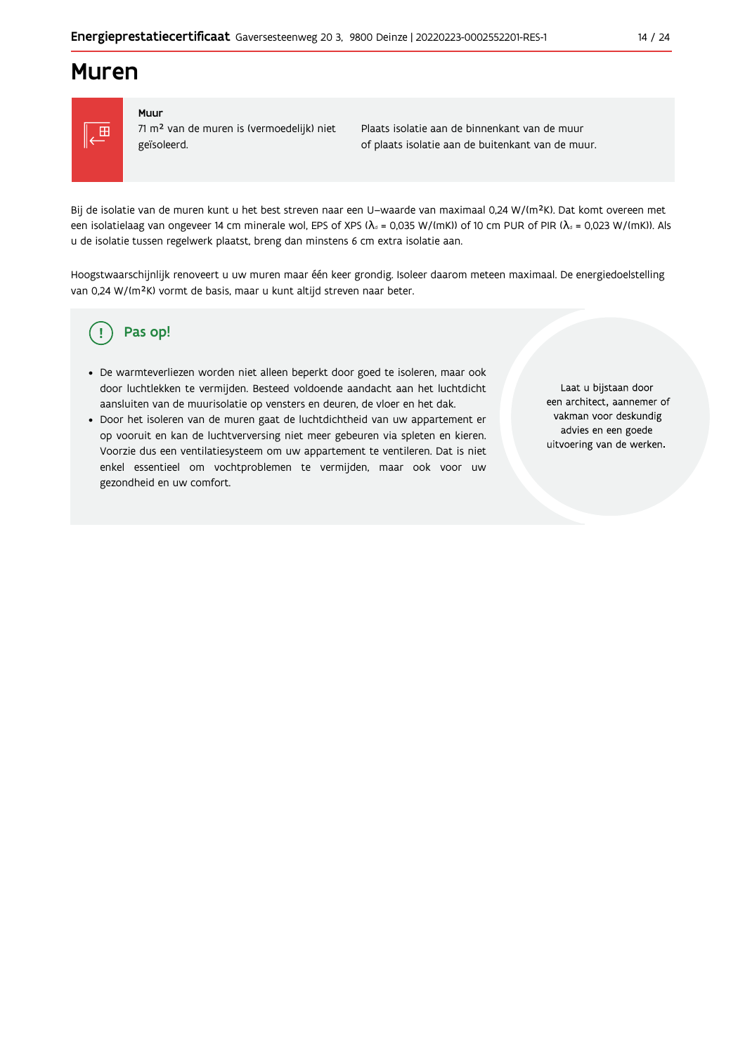# Muren

**Muur**

71 m² van de muren is (vermoedelijk) niet geïsoleerd.

Plaats isolatie aan de binnenkant van de muur of plaats isolatie aan de buitenkant van de muur.

Bij de isolatie van de muren kunt u het best streven naar een U-waarde van maximaal 0,24 W/(m²K). Dat komt overeen met een isolatielaag van ongeveer 14 cm minerale wol, EPS of XPS ($\lambda_d$ = 0,035 W/(mK)) of 10 cm PUR of PIR ($\lambda_d$ = 0,023 W/(mK)). Als u de isolatie tussen regelwerk plaatst, breng dan minstens 6 cm extra isolatie aan.

Hoogstwaarschijnlijk renoveert u uw muren maar één keer grondig. Isoleer daarom meteen maximaal. De energiedoelstelling van 0,24 W/(m²K) vormt de basis, maar u kunt altijd streven naar beter.

## Pas op!

- De warmteverliezen worden niet alleen beperkt door goed te isoleren, maar ook door luchtlekken te vermijden. Besteed voldoende aandacht aan het luchtdicht aansluiten van de muurisolatie op vensters en deuren, de vloer en het dak.
- Door het isoleren van de muren gaat de luchtdichtheid van uw appartement er op vooruit en kan de luchtverversing niet meer gebeuren via spleten en kieren. Voorzie dus een ventilatiesysteem om uw appartement te ventileren. Dat is niet enkel essentieel om vochtproblemen te vermijden, maar ook voor uw gezondheid en uw comfort.

Laat u bijstaan door een architect, aannemer of vakman voor deskundig advies en een goede uitvoering van de werken.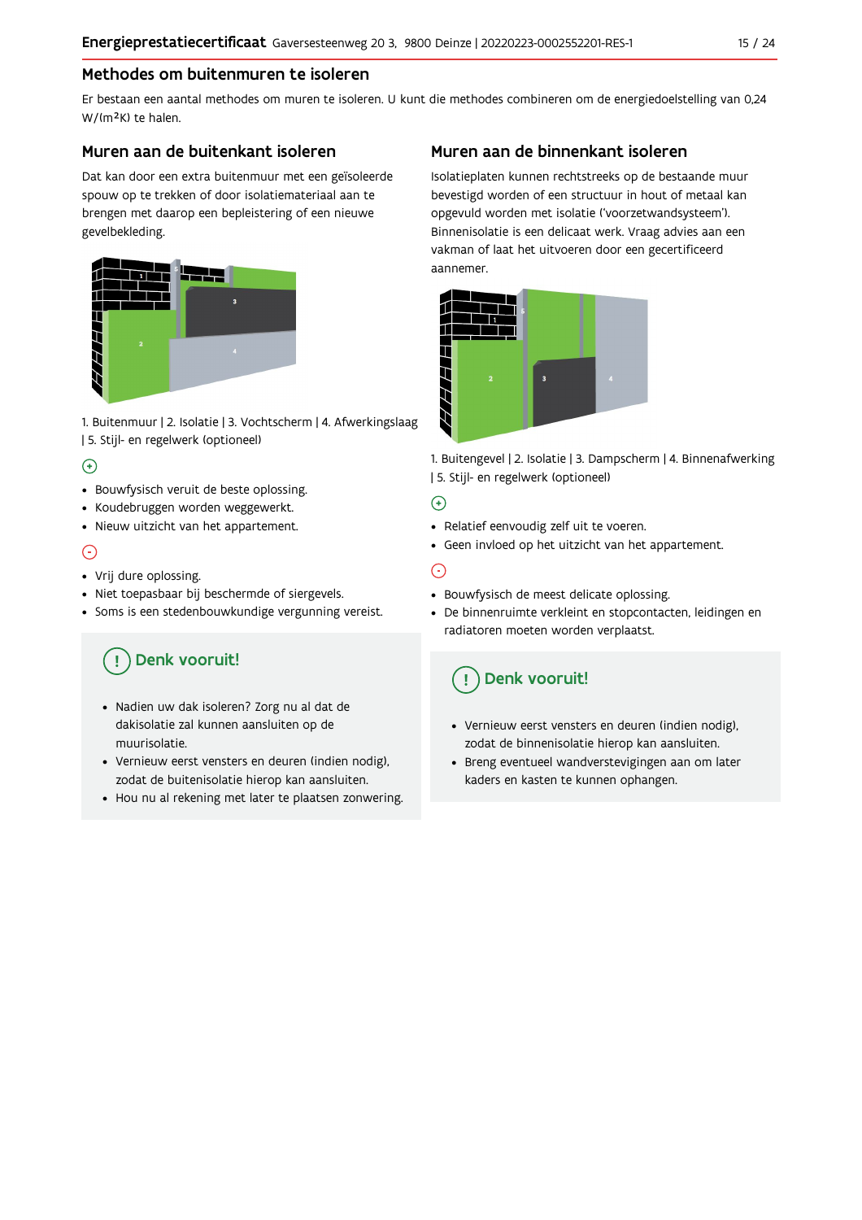## Methodes om buitenmuren te isoleren

Er bestaan een aantal methodes om muren te isoleren. U kunt die methodes combineren om de energiedoelstelling van 0,24 W/(m²K) te halen.

### Muren aan de buitenkant isoleren

Dat kan door een extra buitenmuur met een geïsoleerde spouw op te trekken of door isolatiemateriaal aan te brengen met daarop een bepleistering of een nieuwe gevelbekleding.

1. Buitenmuur | 2. Isolatie | 3. Vochtscherm | 4. Afwerkingslaag | 5. Stijl- en regelwerk (optioneel)

+

- Bouwfysisch veruit de beste oplossing.
- Koudebruggen worden weggewerkt.
- Nieuw uitzicht van het appartement.

-

- Vrij dure oplossing.
- Niet toepasbaar bij beschermde of siergevels.
- Soms is een stedenbouwkundige vergunning vereist.

**Denk vooruit!**

- Nadien uw dak isoleren? Zorg nu al dat de dakisolatie zal kunnen aansluiten op de muurisolatie.
- Vernieuw eerst vensters en deuren (indien nodig), zodat de buitenisolatie hierop kan aansluiten.
- Hou nu al rekening met later te plaatsen zonwering.

### Muren aan de binnenkant isoleren

Isolatieplaten kunnen rechtstreeks op de bestaande muur bevestigd worden of een structuur in hout of metaal kan opgevuld worden met isolatie ('voorzetwandsysteem'). Binnenisolatie is een delicaat werk. Vraag advies aan een vakman of laat het uitvoeren door een gecertificeerd aannemer.

1. Buitengevel | 2. Isolatie | 3. Dampscherm | 4. Binnenafwerking | 5. Stijl- en regelwerk (optioneel)

+

- Relatief eenvoudig zelf uit te voeren.
- Geen invloed op het uitzicht van het appartement.

-

- Bouwfysisch de meest delicate oplossing.
- De binnenruimte verkleint en stopcontacten, leidingen en radiatoren moeten worden verplaatst.

**Denk vooruit!**

- Vernieuw eerst vensters en deuren (indien nodig), zodat de binnenisolatie hierop kan aansluiten.
- Breng eventueel wandverstevigingen aan om later kaders en kasten te kunnen ophangen.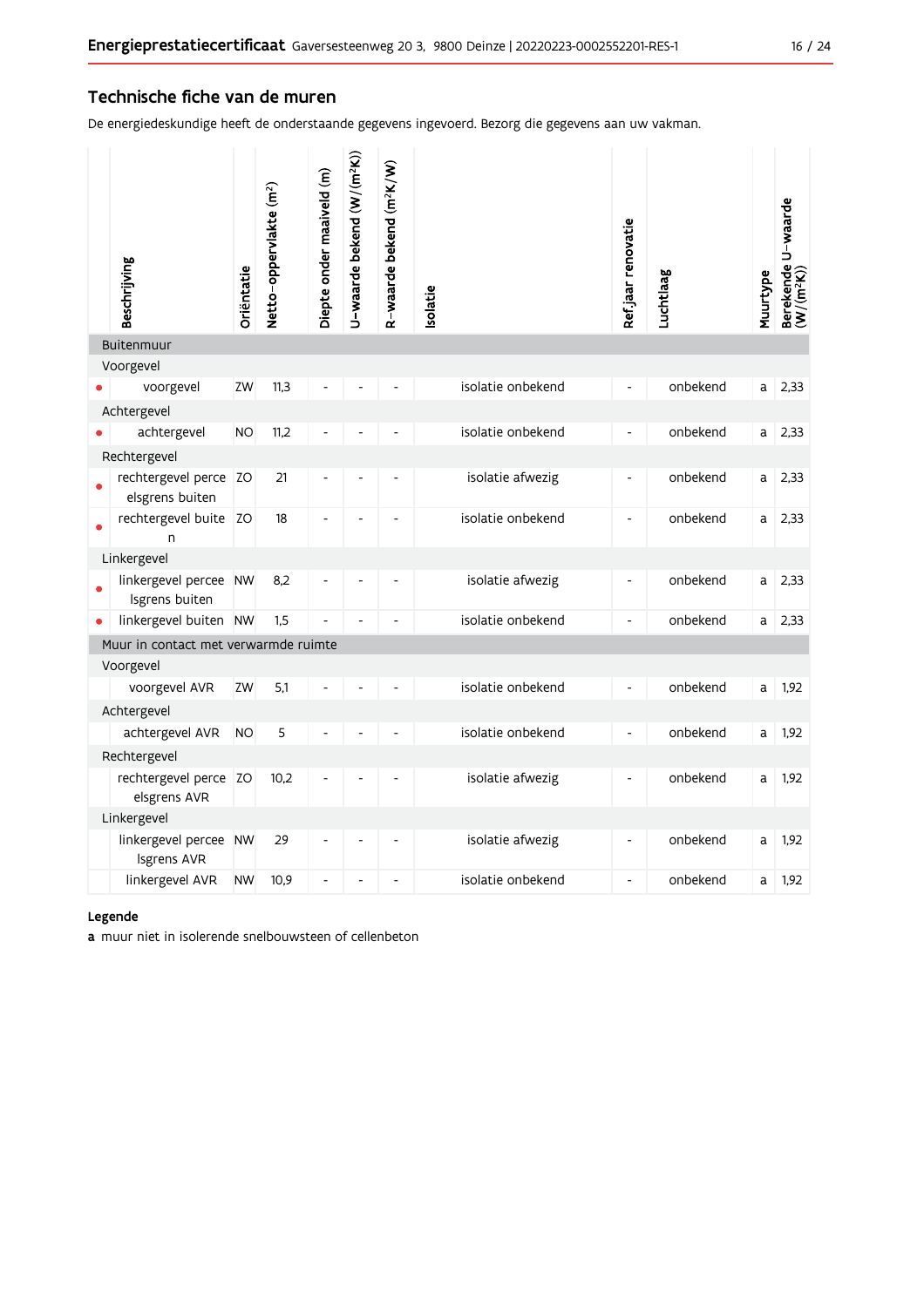## Technische fiche van de muren

De energiedeskundige heeft de onderstaande gegevens ingevoerd. Bezorg die gegevens aan uw vakman.

| | Beschrijving | Oriëntatie | Netto-oppervlakte (m²) | Diepte onder maaiveld (m) | U-waarde bekend (W/(m²K)) | R-waarde bekend (m²K/W) | Isolatie | Ref.jaar renovatie | Luchtlaag | Muurtype | Berekende U-waarde (W/(m²K)) |
|---|---|---|---|---|---|---|---|---|---|---|---|
| **Buitenmuur** | | | | | | | | | | | |
| Voorgevel | | | | | | | | | | | |
| • | voorgevel | ZW | 11,3 | - | - | - | isolatie onbekend | - | onbekend | a | 2,33 |
| Achtergevel | | | | | | | | | | | |
| • | achtergevel | NO | 11,2 | - | - | - | isolatie onbekend | - | onbekend | a | 2,33 |
| Rechtergevel | | | | | | | | | | | |
| • | rechtergevel perceelsgrens buiten | ZO | 21 | - | - | - | isolatie afwezig | - | onbekend | a | 2,33 |
| • | rechtergevel buiten | ZO | 18 | - | - | - | isolatie onbekend | - | onbekend | a | 2,33 |
| Linkergevel | | | | | | | | | | | |
| • | linkergevel perceelsgrens buiten | NW | 8,2 | - | - | - | isolatie afwezig | - | onbekend | a | 2,33 |
| • | linkergevel buiten | NW | 1,5 | - | - | - | isolatie onbekend | - | onbekend | a | 2,33 |
| **Muur in contact met verwarmde ruimte** | | | | | | | | | | | |
| Voorgevel | | | | | | | | | | | |
| | voorgevel AVR | ZW | 5,1 | - | - | - | isolatie onbekend | - | onbekend | a | 1,92 |
| Achtergevel | | | | | | | | | | | |
| | achtergevel AVR | NO | 5 | - | - | - | isolatie onbekend | - | onbekend | a | 1,92 |
| Rechtergevel | | | | | | | | | | | |
| | rechtergevel perceelsgrens AVR | ZO | 10,2 | - | - | - | isolatie afwezig | - | onbekend | a | 1,92 |
| Linkergevel | | | | | | | | | | | |
| | linkergevel perceelsgrens AVR | NW | 29 | - | - | - | isolatie afwezig | - | onbekend | a | 1,92 |
| | linkergevel AVR | NW | 10,9 | - | - | - | isolatie onbekend | - | onbekend | a | 1,92 |

**Legende**

**a** muur niet in isolerende snelbouwsteen of cellenbeton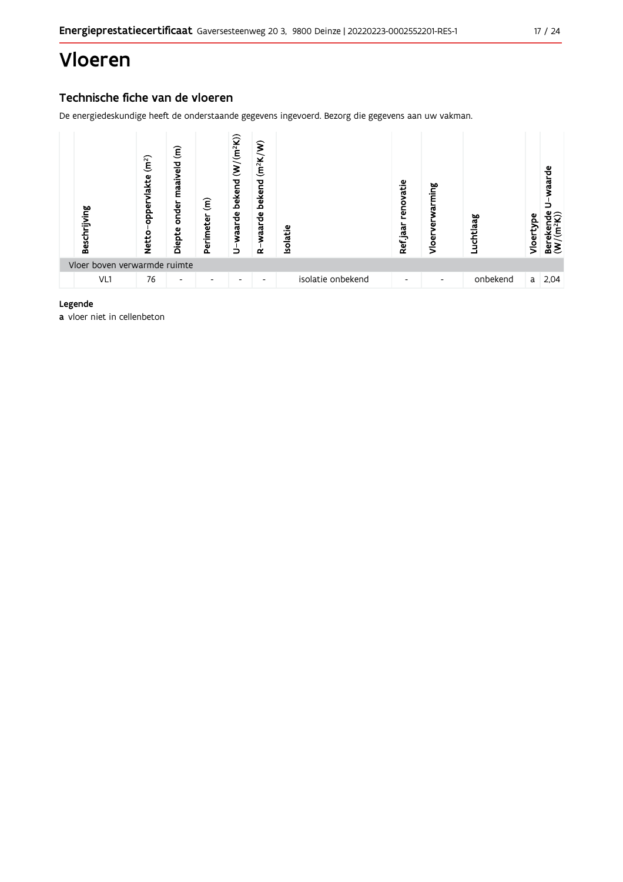# Vloeren

## Technische fiche van de vloeren

De energiedeskundige heeft de onderstaande gegevens ingevoerd. Bezorg die gegevens aan uw vakman.

| Beschrijving | Netto-oppervlakte ($m^2$) | Diepte onder maaiveld (m) | Perimeter (m) | U-waarde bekend ($W/(m^2K)$) | R-waarde bekend ($m^2K/W$) | Isolatie | Ref.jaar renovatie | Vloerverwarming | Luchtlaag | Vloertype | Berekende U-waarde ($W/(m^2K)$) |
|---|---|---|---|---|---|---|---|---|---|---|---|
| Vloer boven verwarmde ruimte | | | | | | | | | | | |
| VL1 | 76 | - | - | - | - | isolatie onbekend | - | - | onbekend | a | 2,04 |

**Legende**

**a** vloer niet in cellenbeton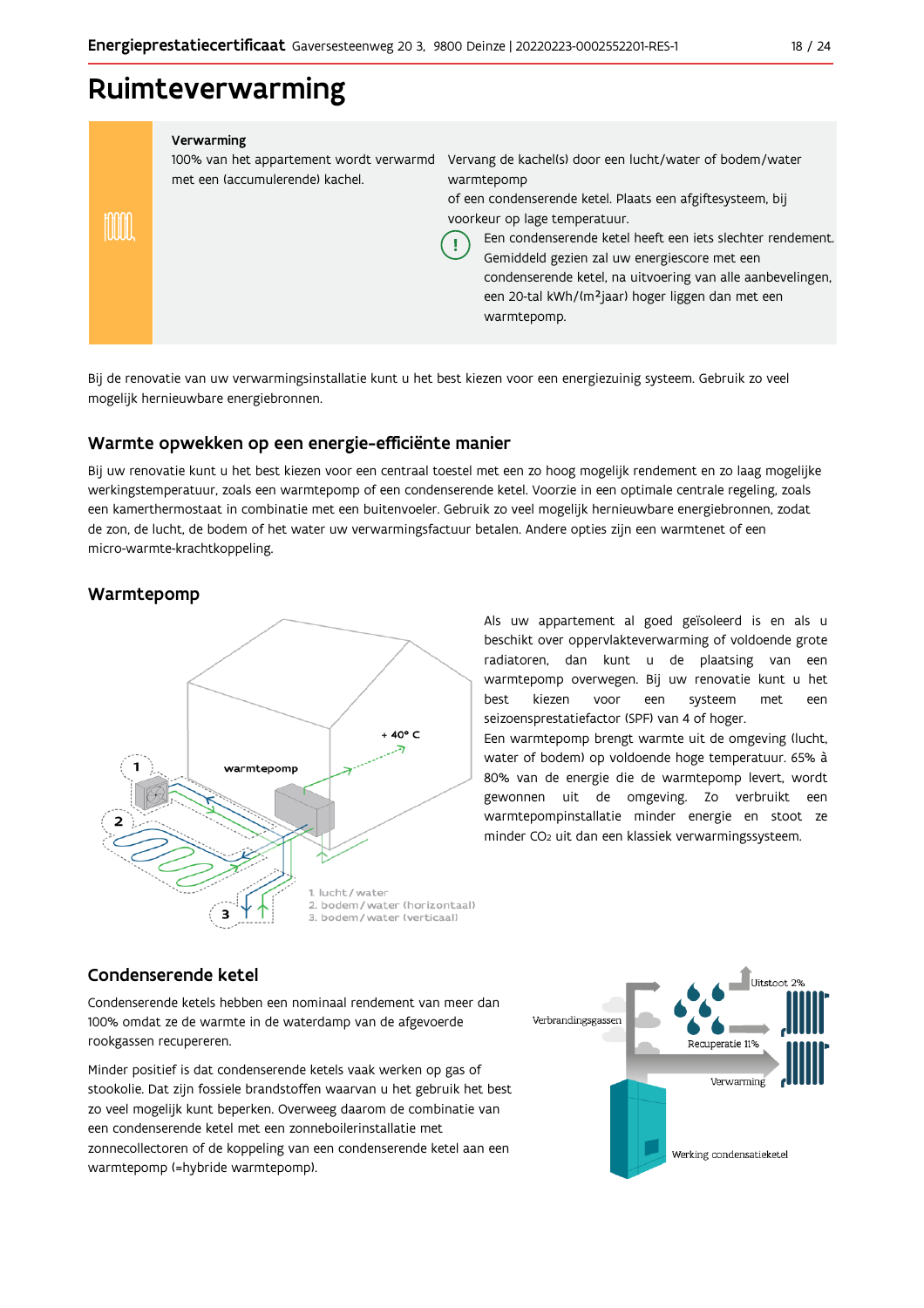# Ruimteverwarming

**Verwarming**

100% van het appartement wordt verwarmd met een (accumulerende) kachel.

Vervang de kachel(s) door een lucht/water of bodem/water warmtepomp of een condenserende ketel. Plaats een afgiftesysteem, bij voorkeur op lage temperatuur.

Een condenserende ketel heeft een iets slechter rendement. Gemiddeld gezien zal uw energiescore met een condenserende ketel, na uitvoering van alle aanbevelingen, een 20-tal kWh/(m²jaar) hoger liggen dan met een warmtepomp.

Bij de renovatie van uw verwarmingsinstallatie kunt u het best kiezen voor een energiezuinig systeem. Gebruik zo veel mogelijk hernieuwbare energiebronnen.

## Warmte opwekken op een energie-efficiënte manier

Bij uw renovatie kunt u het best kiezen voor een centraal toestel met een zo hoog mogelijk rendement en zo laag mogelijke werkingstemperatuur, zoals een warmtepomp of een condenserende ketel. Voorzie in een optimale centrale regeling, zoals een kamerthermostaat in combinatie met een buitenvoeler. Gebruik zo veel mogelijk hernieuwbare energiebronnen, zodat de zon, de lucht, de bodem of het water uw verwarmingsfactuur betalen. Andere opties zijn een warmtenet of een micro-warmte-krachtkoppeling.

## Warmtepomp

+ 40° C
warmtepomp
1
2
3
1. lucht / water
2. bodem / water (horizontaal)
3. bodem / water (verticaal)

Als uw appartement al goed geïsoleerd is en als u beschikt over oppervlakteverwarming of voldoende grote radiatoren, dan kunt u de plaatsing van een warmtepomp overwegen. Bij uw renovatie kunt u het best kiezen voor een systeem met een seizoensprestatiefactor (SPF) van 4 of hoger.

Een warmtepomp brengt warmte uit de omgeving (lucht, water of bodem) op voldoende hoge temperatuur. 65% à 80% van de energie die de warmtepomp levert, wordt gewonnen uit de omgeving. Zo verbruikt een warmtepompinstallatie minder energie en stoot ze minder $CO_2$ uit dan een klassiek verwarmingssysteem.

## Condenserende ketel

Condenserende ketels hebben een nominaal rendement van meer dan 100% omdat ze de warmte in de waterdamp van de afgevoerde rookgassen recupereren.

Minder positief is dat condenserende ketels vaak werken op gas of stookolie. Dat zijn fossiele brandstoffen waarvan u het gebruik het best zo veel mogelijk kunt beperken. Overweeg daarom de combinatie van een condenserende ketel met een zonneboilerinstallatie met zonnecollectoren of de koppeling van een condenserende ketel aan een warmtepomp (=hybride warmtepomp).

Verbrandingsgassen
Uitstoot 2%
Recuperatie 11%
Verwarming
Werking condensatieketel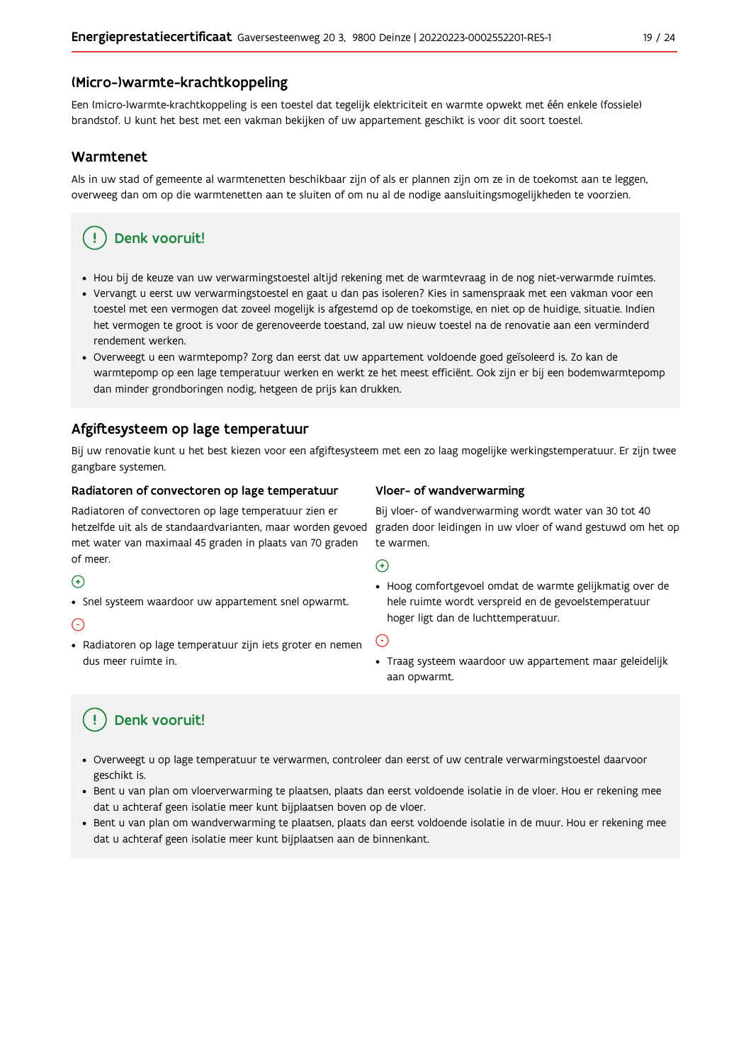## (Micro-)warmte-krachtkoppeling

Een (micro-)warmte-krachtkoppeling is een toestel dat tegelijk elektriciteit en warmte opwekt met één enkele (fossiele) brandstof. U kunt het best met een vakman bekijken of uw appartement geschikt is voor dit soort toestel.

## Warmtenet

Als in uw stad of gemeente al warmtenetten beschikbaar zijn of als er plannen zijn om ze in de toekomst aan te leggen, overweeg dan om op die warmtenetten aan te sluiten of om nu al de nodige aansluitingsmogelijkheden te voorzien.

### Denk vooruit!

- Hou bij de keuze van uw verwarmingstoestel altijd rekening met de warmtevraag in de nog niet-verwarmde ruimtes.
- Vervangt u eerst uw verwarmingstoestel en gaat u dan pas isoleren? Kies in samenspraak met een vakman voor een toestel met een vermogen dat zoveel mogelijk is afgestemd op de toekomstige, en niet op de huidige, situatie. Indien het vermogen te groot is voor de gerenoveerde toestand, zal uw nieuw toestel na de renovatie aan een verminderd rendement werken.
- Overweegt u een warmtepomp? Zorg dan eerst dat uw appartement voldoende goed geïsoleerd is. Zo kan de warmtepomp op een lage temperatuur werken en werkt ze het meest efficiënt. Ook zijn er bij een bodemwarmtepomp dan minder grondboringen nodig, hetgeen de prijs kan drukken.

## Afgiftesysteem op lage temperatuur

Bij uw renovatie kunt u het best kiezen voor een afgiftesysteem met een zo laag mogelijke werkingstemperatuur. Er zijn twee gangbare systemen.

### Radiatoren of convectoren op lage temperatuur

Radiatoren of convectoren op lage temperatuur zien er hetzelfde uit als de standaardvarianten, maar worden gevoed met water van maximaal 45 graden in plaats van 70 graden of meer.

+

- Snel systeem waardoor uw appartement snel opwarmt.

−

- Radiatoren op lage temperatuur zijn iets groter en nemen dus meer ruimte in.

### Vloer- of wandverwarming

Bij vloer- of wandverwarming wordt water van 30 tot 40 graden door leidingen in uw vloer of wand gestuwd om het op te warmen.

+

- Hoog comfortgevoel omdat de warmte gelijkmatig over de hele ruimte wordt verspreid en de gevoelstemperatuur hoger ligt dan de luchttemperatuur.

−

- Traag systeem waardoor uw appartement maar geleidelijk aan opwarmt.

### Denk vooruit!

- Overweegt u op lage temperatuur te verwarmen, controleer dan eerst of uw centrale verwarmingstoestel daarvoor geschikt is.
- Bent u van plan om vloerverwarming te plaatsen, plaats dan eerst voldoende isolatie in de vloer. Hou er rekening mee dat u achteraf geen isolatie meer kunt bijplaatsen boven op de vloer.
- Bent u van plan om wandverwarming te plaatsen, plaats dan eerst voldoende isolatie in de muur. Hou er rekening mee dat u achteraf geen isolatie meer kunt bijplaatsen aan de binnenkant.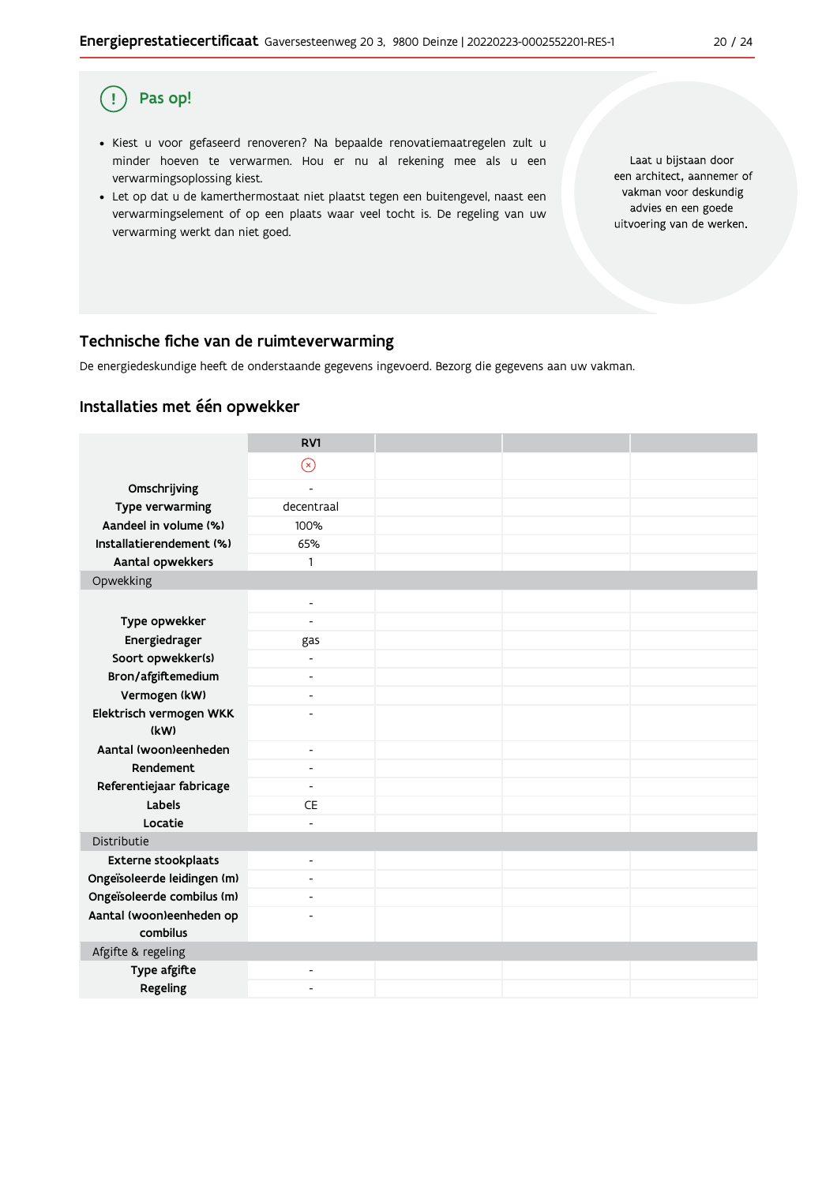## Pas op!

- Kiest u voor gefaseerd renoveren? Na bepaalde renovatiemaatregelen zult u minder hoeven te verwarmen. Hou er nu al rekening mee als u een verwarmingsoplossing kiest.
- Let op dat u de kamerthermostaat niet plaatst tegen een buitengevel, naast een verwarmingselement of op een plaats waar veel tocht is. De regeling van uw verwarming werkt dan niet goed.

Laat u bijstaan door een architect, aannemer of vakman voor deskundig advies en een goede uitvoering van de werken.

## Technische fiche van de ruimteverwarming

De energiedeskundige heeft de onderstaande gegevens ingevoerd. Bezorg die gegevens aan uw vakman.

### Installaties met één opwekker

| | RV1 | | | |
|---|---|---|---|---|
| | ⊗ | | | |
| Omschrijving | - | | | |
| Type verwarming | decentraal | | | |
| Aandeel in volume (%) | 100% | | | |
| Installatierendement (%) | 65% | | | |
| Aantal opwekkers | 1 | | | |
| Opwekking | | | | |
| | - | | | |
| Type opwekker | - | | | |
| Energiedrager | gas | | | |
| Soort opwekker(s) | - | | | |
| Bron/afgiftemedium | - | | | |
| Vermogen (kW) | - | | | |
| Elektrisch vermogen WKK (kW) | - | | | |
| Aantal (woon)eenheden | - | | | |
| Rendement | - | | | |
| Referentiejaar fabricage | - | | | |
| Labels | CE | | | |
| Locatie | - | | | |
| Distributie | | | | |
| Externe stookplaats | - | | | |
| Ongeïsoleerde leidingen (m) | - | | | |
| Ongeïsoleerde combilus (m) | - | | | |
| Aantal (woon)eenheden op combilus | - | | | |
| Afgifte & regeling | | | | |
| Type afgifte | - | | | |
| Regeling | - | | | |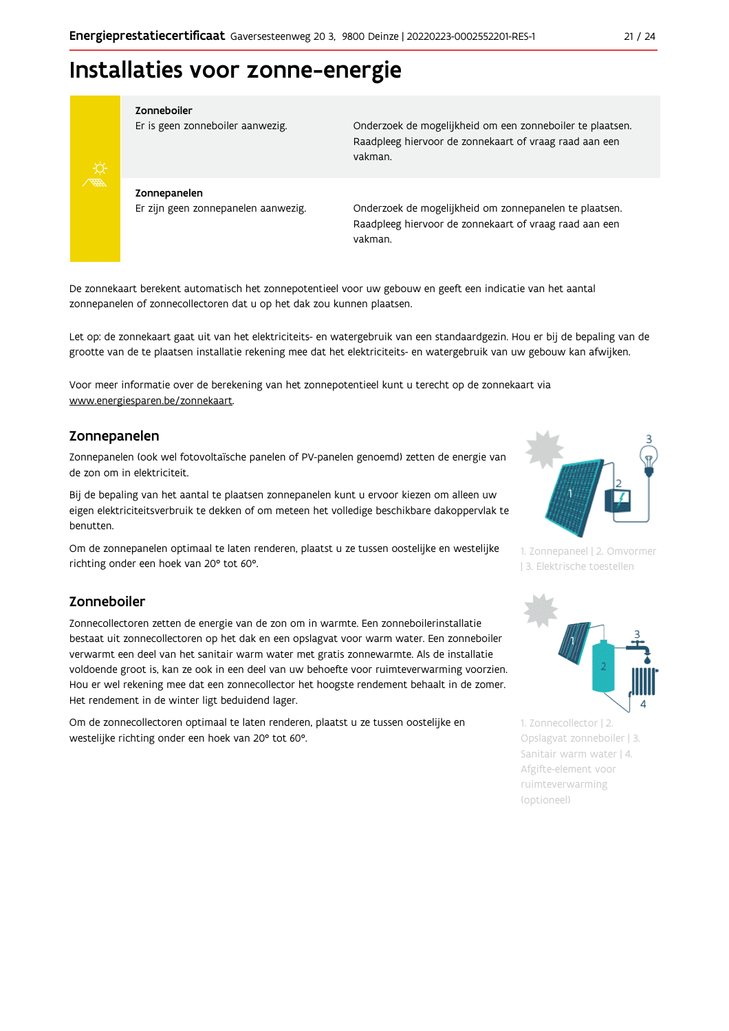# Installaties voor zonne-energie

| | |
|---|---|
| **Zonneboiler**<br>Er is geen zonneboiler aanwezig. | Onderzoek de mogelijkheid om een zonneboiler te plaatsen. Raadpleeg hiervoor de zonnekaart of vraag raad aan een vakman. |
| **Zonnepanelen**<br>Er zijn geen zonnepanelen aanwezig. | Onderzoek de mogelijkheid om zonnepanelen te plaatsen. Raadpleeg hiervoor de zonnekaart of vraag raad aan een vakman. |

De zonnekaart berekent automatisch het zonnepotentieel voor uw gebouw en geeft een indicatie van het aantal zonnepanelen of zonnecollectoren dat u op het dak zou kunnen plaatsen.

Let op: de zonnekaart gaat uit van het elektriciteits- en watergebruik van een standaardgezin. Hou er bij de bepaling van de grootte van de te plaatsen installatie rekening mee dat het elektriciteits- en watergebruik van uw gebouw kan afwijken.

Voor meer informatie over de berekening van het zonnepotentieel kunt u terecht op de zonnekaart via www.energiesparen.be/zonnekaart.

## Zonnepanelen

Zonnepanelen (ook wel fotovoltaïsche panelen of PV-panelen genoemd) zetten de energie van de zon om in elektriciteit.

Bij de bepaling van het aantal te plaatsen zonnepanelen kunt u ervoor kiezen om alleen uw eigen elektriciteitsverbruik te dekken of om meteen het volledige beschikbare dakoppervlak te benutten.

Om de zonnepanelen optimaal te laten renderen, plaatst u ze tussen oostelijke en westelijke richting onder een hoek van 20° tot 60°.

1. Zonnepaneel | 2. Omvormer | 3. Elektrische toestellen

## Zonneboiler

Zonnecollectoren zetten de energie van de zon om in warmte. Een zonneboilerinstallatie bestaat uit zonnecollectoren op het dak en een opslagvat voor warm water. Een zonneboiler verwarmt een deel van het sanitair warm water met gratis zonnewarmte. Als de installatie voldoende groot is, kan ze ook in een deel van uw behoefte voor ruimteverwarming voorzien. Hou er wel rekening mee dat een zonnecollector het hoogste rendement behaalt in de zomer. Het rendement in de winter ligt beduidend lager.

Om de zonnecollectoren optimaal te laten renderen, plaatst u ze tussen oostelijke en westelijke richting onder een hoek van 20° tot 60°.

1. Zonnecollector | 2. Opslagvat zonneboiler | 3. Sanitair warm water | 4. Afgifte-element voor ruimteverwarming (optioneel)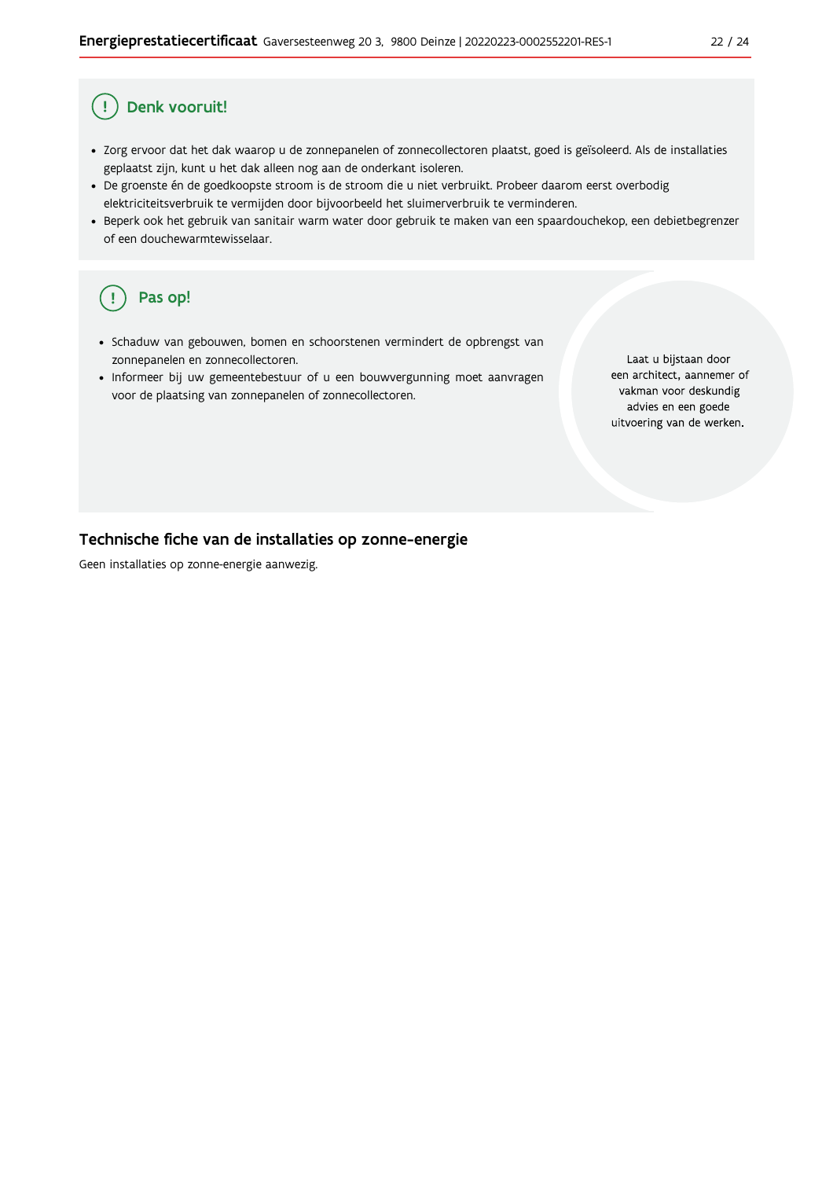## Denk vooruit!

- Zorg ervoor dat het dak waarop u de zonnepanelen of zonnecollectoren plaatst, goed is geïsoleerd. Als de installaties geplaatst zijn, kunt u het dak alleen nog aan de onderkant isoleren.
- De groenste én de goedkoopste stroom is de stroom die u niet verbruikt. Probeer daarom eerst overbodig elektriciteitsverbruik te vermijden door bijvoorbeeld het sluimerverbruik te verminderen.
- Beperk ook het gebruik van sanitair warm water door gebruik te maken van een spaardouchekop, een debietbegrenzer of een douchewarmtewisselaar.

## Pas op!

- Schaduw van gebouwen, bomen en schoorstenen vermindert de opbrengst van zonnepanelen en zonnecollectoren.
- Informeer bij uw gemeentebestuur of u een bouwvergunning moet aanvragen voor de plaatsing van zonnepanelen of zonnecollectoren.

Laat u bijstaan door een architect, aannemer of vakman voor deskundig advies en een goede uitvoering van de werken.

## Technische fiche van de installaties op zonne-energie

Geen installaties op zonne-energie aanwezig.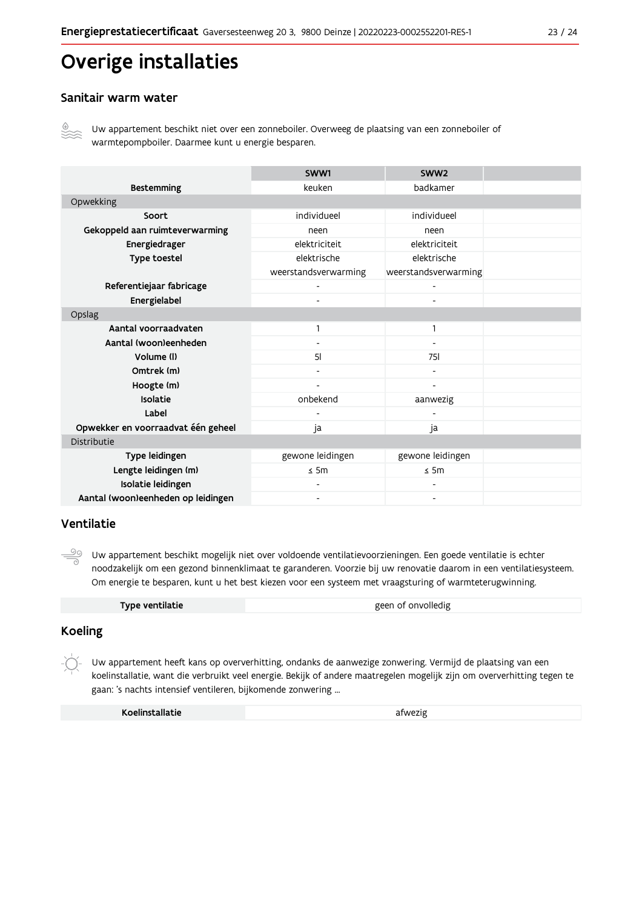# Overige installaties

## Sanitair warm water

Uw appartement beschikt niet over een zonneboiler. Overweeg de plaatsing van een zonneboiler of warmtepompboiler. Daarmee kunt u energie besparen.

| | SWW1 | SWW2 | |
|---|---|---|---|
| **Bestemming** | keuken | badkamer | |
| Opwekking | | | |
| **Soort** | individueel | individueel | |
| **Gekoppeld aan ruimteverwarming** | neen | neen | |
| **Energiedrager** | elektriciteit | elektriciteit | |
| **Type toestel** | elektrische weerstandsverwarming | elektrische weerstandsverwarming | |
| **Referentiejaar fabricage** | - | - | |
| **Energielabel** | - | - | |
| Opslag | | | |
| **Aantal voorraadvaten** | 1 | 1 | |
| **Aantal (woon)eenheden** | - | - | |
| **Volume (l)** | 5l | 75l | |
| **Omtrek (m)** | - | - | |
| **Hoogte (m)** | - | - | |
| **Isolatie** | onbekend | aanwezig | |
| **Label** | - | - | |
| **Opwekker en voorraadvat één geheel** | ja | ja | |
| Distributie | | | |
| **Type leidingen** | gewone leidingen | gewone leidingen | |
| **Lengte leidingen (m)** | ≤ 5m | ≤ 5m | |
| **Isolatie leidingen** | - | - | |
| **Aantal (woon)eenheden op leidingen** | - | - | |

## Ventilatie

Uw appartement beschikt mogelijk niet over voldoende ventilatievoorzieningen. Een goede ventilatie is echter noodzakelijk om een gezond binnenklimaat te garanderen. Voorzie bij uw renovatie daarom in een ventilatiesysteem. Om energie te besparen, kunt u het best kiezen voor een systeem met vraagsturing of warmteterugwinning.

| | |
|---|---|
| **Type ventilatie** | geen of onvolledig |

## Koeling

Uw appartement heeft kans op oververhitting, ondanks de aanwezige zonwering. Vermijd de plaatsing van een koelinstallatie, want die verbruikt veel energie. Bekijk of andere maatregelen mogelijk zijn om oververhitting tegen te gaan: 's nachts intensief ventileren, bijkomende zonwering ...

| | |
|---|---|
| **Koelinstallatie** | afwezig |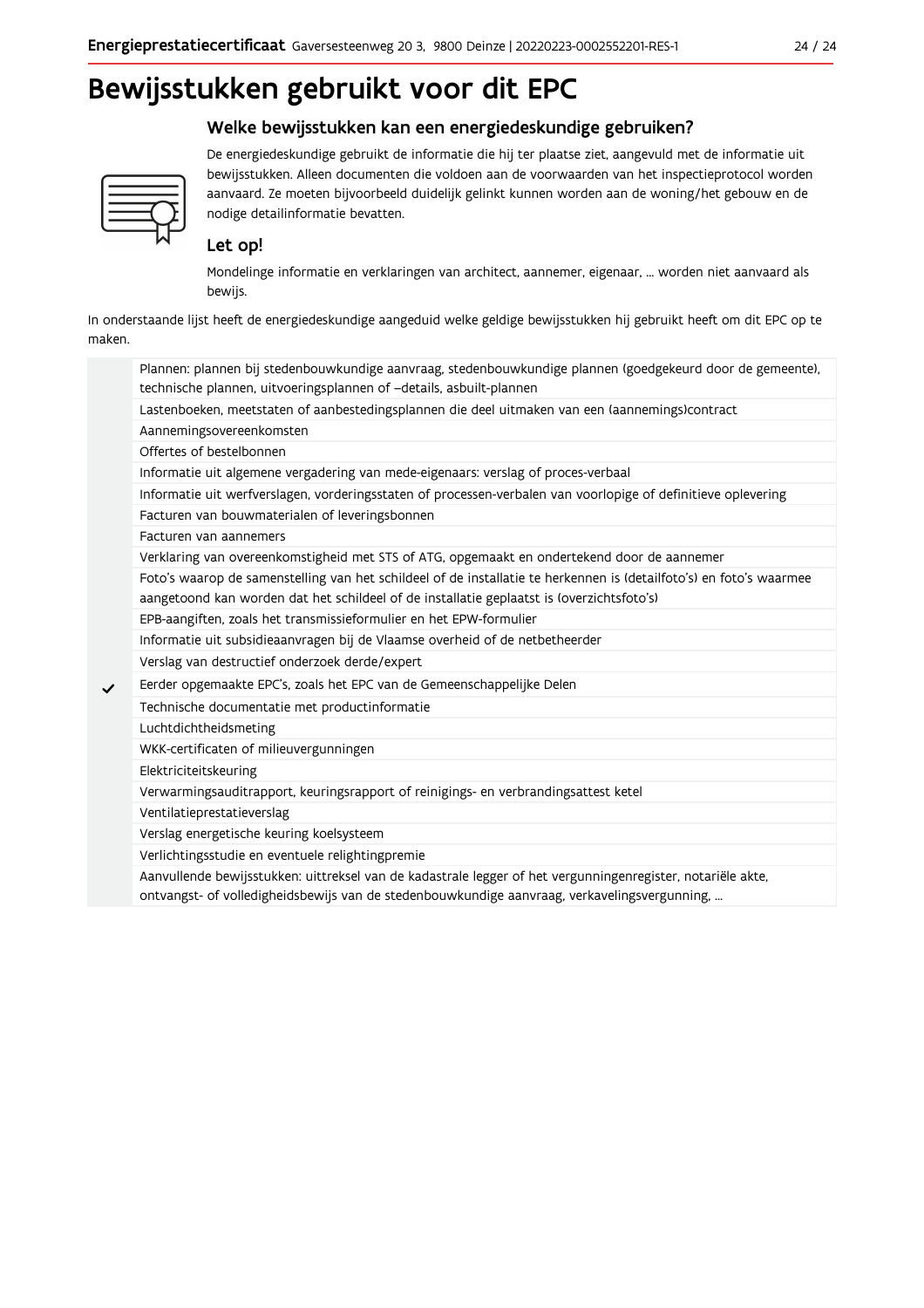# Bewijsstukken gebruikt voor dit EPC

## Welke bewijsstukken kan een energiedeskundige gebruiken?

De energiedeskundige gebruikt de informatie die hij ter plaatse ziet, aangevuld met de informatie uit bewijsstukken. Alleen documenten die voldoen aan de voorwaarden van het inspectieprotocol worden aanvaard. Ze moeten bijvoorbeeld duidelijk gelinkt kunnen worden aan de woning/het gebouw en de nodige detailinformatie bevatten.

## Let op!

Mondelinge informatie en verklaringen van architect, aannemer, eigenaar, ... worden niet aanvaard als bewijs.

In onderstaande lijst heeft de energiedeskundige aangeduid welke geldige bewijsstukken hij gebruikt heeft om dit EPC op te maken.

| | |
|---|---|
| | Plannen: plannen bij stedenbouwkundige aanvraag, stedenbouwkundige plannen (goedgekeurd door de gemeente), technische plannen, uitvoeringsplannen of –details, asbuilt-plannen |
| | Lastenboeken, meetstaten of aanbestedingsplannen die deel uitmaken van een (aannemings)contract |
| | Aannemingsovereenkomsten |
| | Offertes of bestelbonnen |
| | Informatie uit algemene vergadering van mede-eigenaars: verslag of proces-verbaal |
| | Informatie uit werfverslagen, vorderingsstaten of processen-verbalen van voorlopige of definitieve oplevering |
| | Facturen van bouwmaterialen of leveringsbonnen |
| | Facturen van aannemers |
| | Verklaring van overeenkomstigheid met STS of ATG, opgemaakt en ondertekend door de aannemer |
| | Foto's waarop de samenstelling van het schildeel of de installatie te herkennen is (detailfoto's) en foto's waarmee aangetoond kan worden dat het schildeel of de installatie geplaatst is (overzichtsfoto's) |
| | EPB-aangiften, zoals het transmissieformulier en het EPW-formulier |
| | Informatie uit subsidieaanvragen bij de Vlaamse overheid of de netbetheerder |
| | Verslag van destructief onderzoek derde/expert |
| ✓ | Eerder opgemaakte EPC's, zoals het EPC van de Gemeenschappelijke Delen |
| | Technische documentatie met productinformatie |
| | Luchtdichtheidsmeting |
| | WKK-certificaten of milieuvergunningen |
| | Elektriciteitskeuring |
| | Verwarmingsauditrapport, keuringsrapport of reinigings- en verbrandingsattest ketel |
| | Ventilatieprestatieverslag |
| | Verslag energetische keuring koelsysteem |
| | Verlichtingsstudie en eventuele relightingpremie |
| | Aanvullende bewijsstukken: uittreksel van de kadastrale legger of het vergunningenregister, notariële akte, ontvangst- of volledigheidsbewijs van de stedenbouwkundige aanvraag, verkavelingsvergunning, ... |